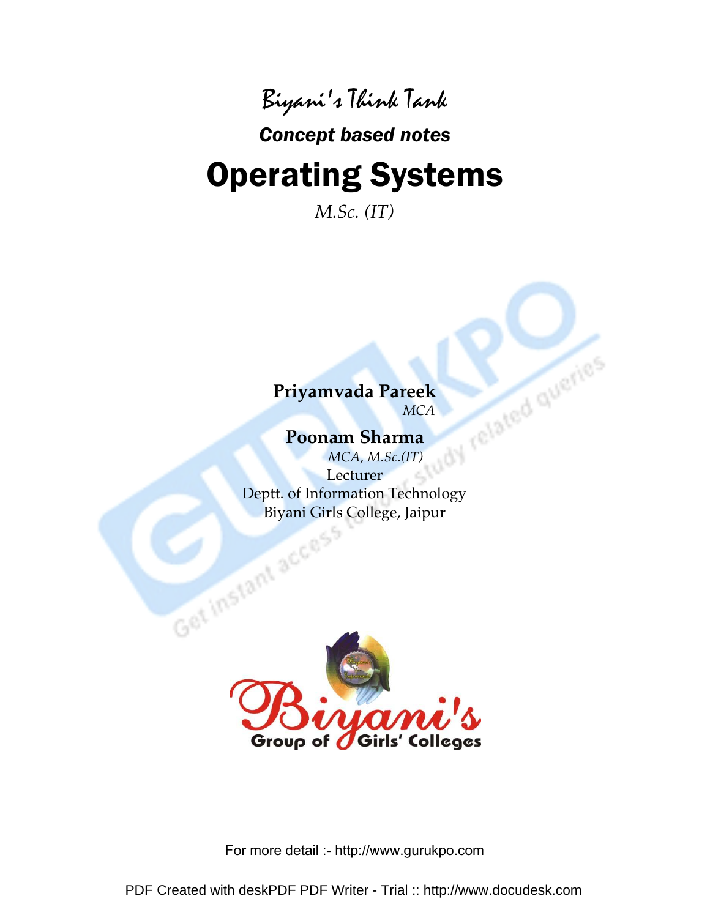Biyani's Think Tank

*Concept based notes*

# Operating Systems

*M.Sc. (IT)*

**Priyamvada Pareek**
*MCA*

**Poonam Sharma**
*MCA, M.Sc.(IT)*
Lecturer
Deptt. of Information Technology
Biyani Girls College, Jaipur

Biyani's
Group of Girls' Colleges

For more detail :- http://www.gurukpo.com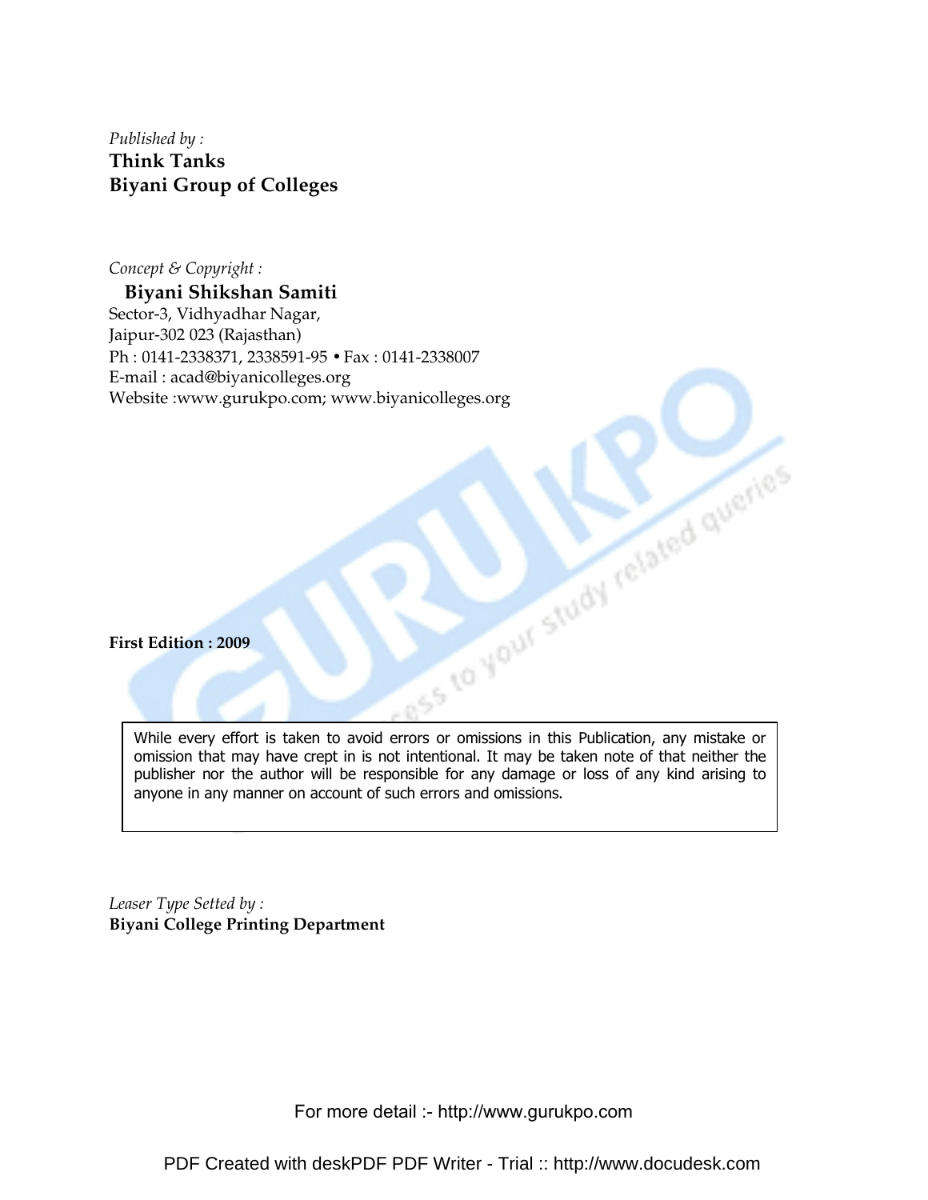*Published by :*
**Think Tanks**
**Biyani Group of Colleges**

*Concept & Copyright :*
**Biyani Shikshan Samiti**
Sector-3, Vidhyadhar Nagar,
Jaipur-302 023 (Rajasthan)
Ph : 0141-2338371, 2338591-95 • Fax : 0141-2338007
E-mail : acad@biyanicolleges.org
Website :www.gurukpo.com; www.biyanicolleges.org

**First Edition : 2009**

While every effort is taken to avoid errors or omissions in this Publication, any mistake or omission that may have crept in is not intentional. It may be taken note of that neither the publisher nor the author will be responsible for any damage or loss of any kind arising to anyone in any manner on account of such errors and omissions.

*Leaser Type Setted by :*
**Biyani College Printing Department**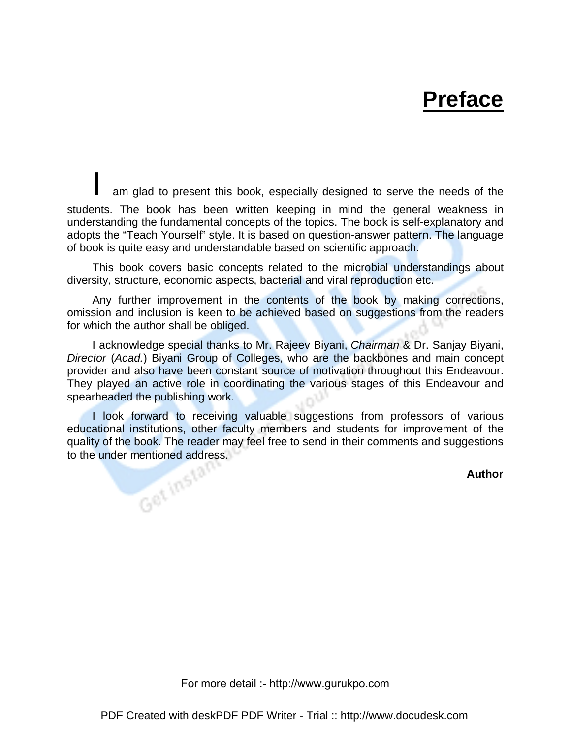# Preface

I am glad to present this book, especially designed to serve the needs of the students. The book has been written keeping in mind the general weakness in understanding the fundamental concepts of the topics. The book is self-explanatory and adopts the "Teach Yourself" style. It is based on question-answer pattern. The language of book is quite easy and understandable based on scientific approach.

This book covers basic concepts related to the microbial understandings about diversity, structure, economic aspects, bacterial and viral reproduction etc.

Any further improvement in the contents of the book by making corrections, omission and inclusion is keen to be achieved based on suggestions from the readers for which the author shall be obliged.

I acknowledge special thanks to Mr. Rajeev Biyani, *Chairman* & Dr. Sanjay Biyani, *Director* (*Acad.*) Biyani Group of Colleges, who are the backbones and main concept provider and also have been constant source of motivation throughout this Endeavour. They played an active role in coordinating the various stages of this Endeavour and spearheaded the publishing work.

I look forward to receiving valuable suggestions from professors of various educational institutions, other faculty members and students for improvement of the quality of the book. The reader may feel free to send in their comments and suggestions to the under mentioned address.

**Author**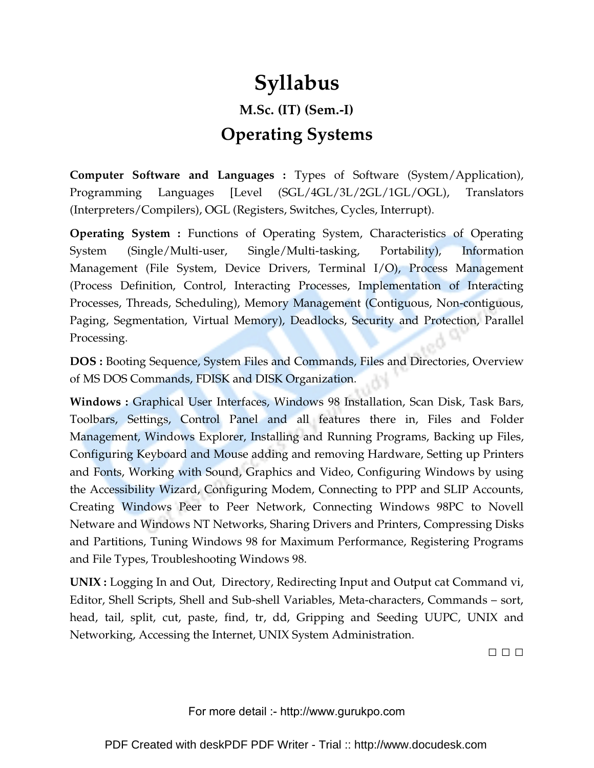# Syllabus

### M.Sc. (IT) (Sem.-I)

## Operating Systems

**Computer Software and Languages :** Types of Software (System/Application), Programming Languages [Level (SGL/4GL/3L/2GL/1GL/OGL), Translators (Interpreters/Compilers), OGL (Registers, Switches, Cycles, Interrupt).

**Operating System :** Functions of Operating System, Characteristics of Operating System (Single/Multi-user, Single/Multi-tasking, Portability), Information Management (File System, Device Drivers, Terminal I/O), Process Management (Process Definition, Control, Interacting Processes, Implementation of Interacting Processes, Threads, Scheduling), Memory Management (Contiguous, Non-contiguous, Paging, Segmentation, Virtual Memory), Deadlocks, Security and Protection, Parallel Processing.

**DOS :** Booting Sequence, System Files and Commands, Files and Directories, Overview of MS DOS Commands, FDISK and DISK Organization.

**Windows :** Graphical User Interfaces, Windows 98 Installation, Scan Disk, Task Bars, Toolbars, Settings, Control Panel and all features there in, Files and Folder Management, Windows Explorer, Installing and Running Programs, Backing up Files, Configuring Keyboard and Mouse adding and removing Hardware, Setting up Printers and Fonts, Working with Sound, Graphics and Video, Configuring Windows by using the Accessibility Wizard, Configuring Modem, Connecting to PPP and SLIP Accounts, Creating Windows Peer to Peer Network, Connecting Windows 98PC to Novell Netware and Windows NT Networks, Sharing Drivers and Printers, Compressing Disks and Partitions, Tuning Windows 98 for Maximum Performance, Registering Programs and File Types, Troubleshooting Windows 98.

**UNIX :** Logging In and Out, Directory, Redirecting Input and Output cat Command vi, Editor, Shell Scripts, Shell and Sub-shell Variables, Meta-characters, Commands – sort, head, tail, split, cut, paste, find, tr, dd, Gripping and Seeding UUPC, UNIX and Networking, Accessing the Internet, UNIX System Administration.

□ □ □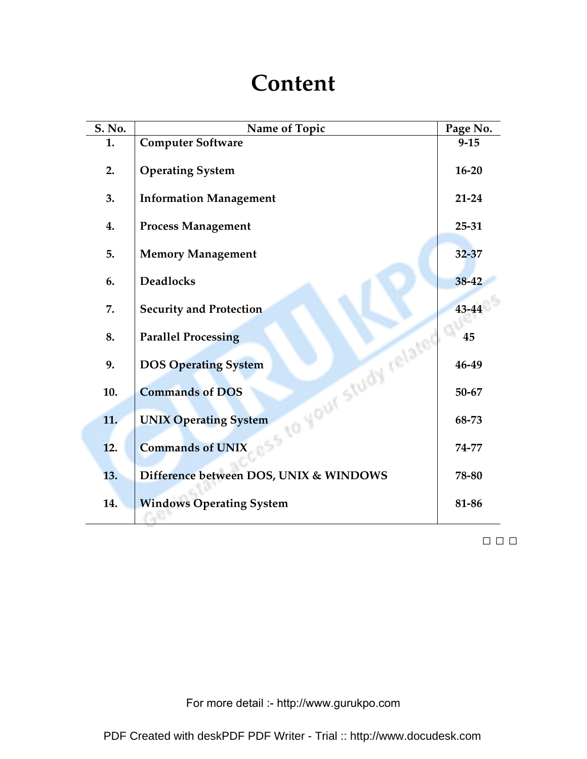# Content

| S. No. | Name of Topic | Page No. |
|---|---|---|
| **1.** | **Computer Software** | **9-15** |
| **2.** | **Operating System** | **16-20** |
| **3.** | **Information Management** | **21-24** |
| **4.** | **Process Management** | **25-31** |
| **5.** | **Memory Management** | **32-37** |
| **6.** | **Deadlocks** | **38-42** |
| **7.** | **Security and Protection** | **43-44** |
| **8.** | **Parallel Processing** | **45** |
| **9.** | **DOS Operating System** | **46-49** |
| **10.** | **Commands of DOS** | **50-67** |
| **11.** | **UNIX Operating System** | **68-73** |
| **12.** | **Commands of UNIX** | **74-77** |
| **13.** | **Difference between DOS, UNIX & WINDOWS** | **78-80** |
| **14.** | **Windows Operating System** | **81-86** |

□ □ □

For more detail :- http://www.gurukpo.com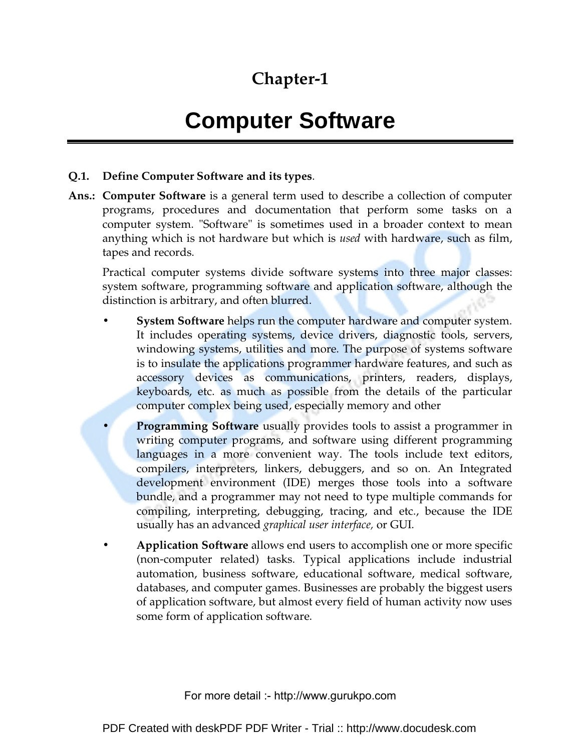# Chapter-1

# Computer Software

**Q.1. Define Computer Software and its types**.

**Ans.:** **Computer Software** is a general term used to describe a collection of computer programs, procedures and documentation that perform some tasks on a computer system. "Software" is sometimes used in a broader context to mean anything which is not hardware but which is *used* with hardware, such as film, tapes and records.

Practical computer systems divide software systems into three major classes: system software, programming software and application software, although the distinction is arbitrary, and often blurred.

- **System Software** helps run the computer hardware and computer system. It includes operating systems, device drivers, diagnostic tools, servers, windowing systems, utilities and more. The purpose of systems software is to insulate the applications programmer hardware features, and such as accessory devices as communications, printers, readers, displays, keyboards, etc. as much as possible from the details of the particular computer complex being used, especially memory and other

- **Programming Software** usually provides tools to assist a programmer in writing computer programs, and software using different programming languages in a more convenient way. The tools include text editors, compilers, interpreters, linkers, debuggers, and so on. An Integrated development environment (IDE) merges those tools into a software bundle, and a programmer may not need to type multiple commands for compiling, interpreting, debugging, tracing, and etc., because the IDE usually has an advanced *graphical user interface,* or GUI.

- **Application Software** allows end users to accomplish one or more specific (non-computer related) tasks. Typical applications include industrial automation, business software, educational software, medical software, databases, and computer games. Businesses are probably the biggest users of application software, but almost every field of human activity now uses some form of application software.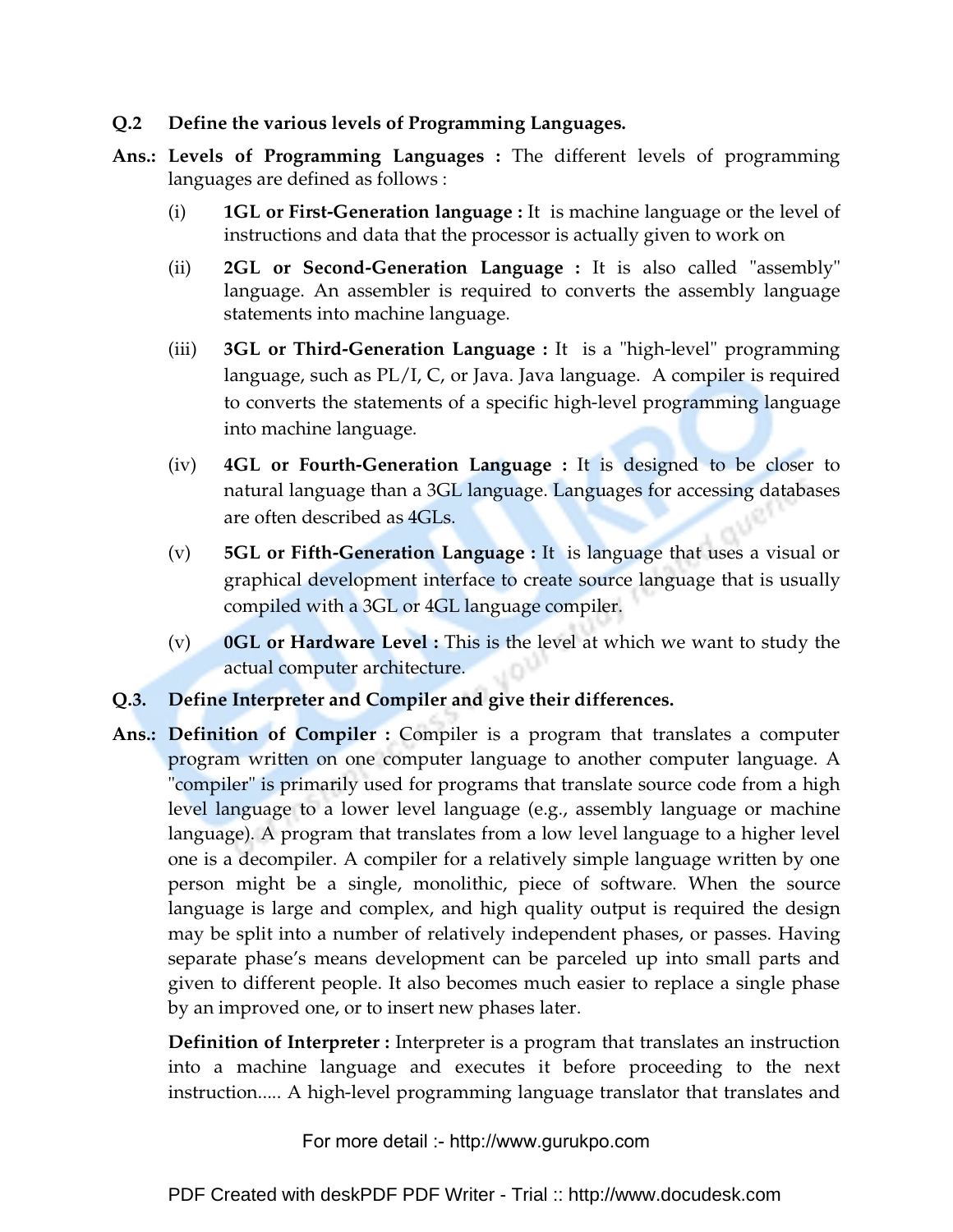**Q.2 Define the various levels of Programming Languages.**

**Ans.: Levels of Programming Languages :** The different levels of programming languages are defined as follows :

(i) **1GL or First-Generation language :** It is machine language or the level of instructions and data that the processor is actually given to work on

(ii) **2GL or Second-Generation Language :** It is also called "assembly" language. An assembler is required to converts the assembly language statements into machine language.

(iii) **3GL or Third-Generation Language :** It is a "high-level" programming language, such as PL/I, C, or Java. Java language. A compiler is required to converts the statements of a specific high-level programming language into machine language.

(iv) **4GL or Fourth-Generation Language :** It is designed to be closer to natural language than a 3GL language. Languages for accessing databases are often described as 4GLs.

(v) **5GL or Fifth-Generation Language :** It is language that uses a visual or graphical development interface to create source language that is usually compiled with a 3GL or 4GL language compiler.

(v) **0GL or Hardware Level :** This is the level at which we want to study the actual computer architecture.

**Q.3. Define Interpreter and Compiler and give their differences.**

**Ans.: Definition of Compiler :** Compiler is a program that translates a computer program written on one computer language to another computer language. A "compiler" is primarily used for programs that translate source code from a high level language to a lower level language (e.g., assembly language or machine language). A program that translates from a low level language to a higher level one is a decompiler. A compiler for a relatively simple language written by one person might be a single, monolithic, piece of software. When the source language is large and complex, and high quality output is required the design may be split into a number of relatively independent phases, or passes. Having separate phase's means development can be parceled up into small parts and given to different people. It also becomes much easier to replace a single phase by an improved one, or to insert new phases later.

**Definition of Interpreter :** Interpreter is a program that translates an instruction into a machine language and executes it before proceeding to the next instruction..... A high-level programming language translator that translates and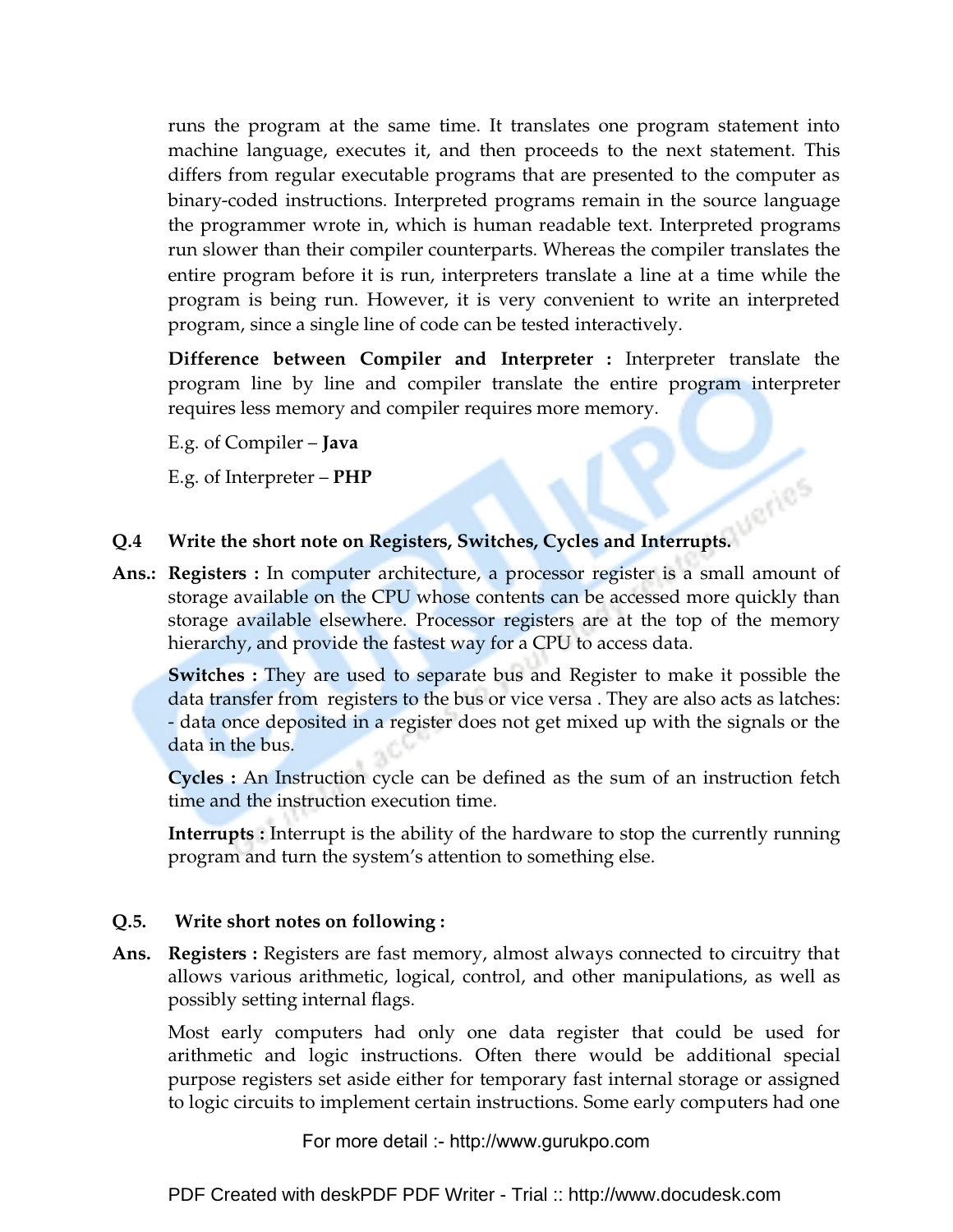runs the program at the same time. It translates one program statement into machine language, executes it, and then proceeds to the next statement. This differs from regular executable programs that are presented to the computer as binary-coded instructions. Interpreted programs remain in the source language the programmer wrote in, which is human readable text. Interpreted programs run slower than their compiler counterparts. Whereas the compiler translates the entire program before it is run, interpreters translate a line at a time while the program is being run. However, it is very convenient to write an interpreted program, since a single line of code can be tested interactively.

**Difference between Compiler and Interpreter :** Interpreter translate the program line by line and compiler translate the entire program interpreter requires less memory and compiler requires more memory.

E.g. of Compiler – **Java**

E.g. of Interpreter – **PHP**

**Q.4 Write the short note on Registers, Switches, Cycles and Interrupts.**

**Ans.:** **Registers :** In computer architecture, a processor register is a small amount of storage available on the CPU whose contents can be accessed more quickly than storage available elsewhere. Processor registers are at the top of the memory hierarchy, and provide the fastest way for a CPU to access data.

**Switches :** They are used to separate bus and Register to make it possible the data transfer from registers to the bus or vice versa . They are also acts as latches: - data once deposited in a register does not get mixed up with the signals or the data in the bus.

**Cycles :** An Instruction cycle can be defined as the sum of an instruction fetch time and the instruction execution time.

**Interrupts :** Interrupt is the ability of the hardware to stop the currently running program and turn the system's attention to something else.

**Q.5. Write short notes on following :**

**Ans.** **Registers :** Registers are fast memory, almost always connected to circuitry that allows various arithmetic, logical, control, and other manipulations, as well as possibly setting internal flags.

Most early computers had only one data register that could be used for arithmetic and logic instructions. Often there would be additional special purpose registers set aside either for temporary fast internal storage or assigned to logic circuits to implement certain instructions. Some early computers had one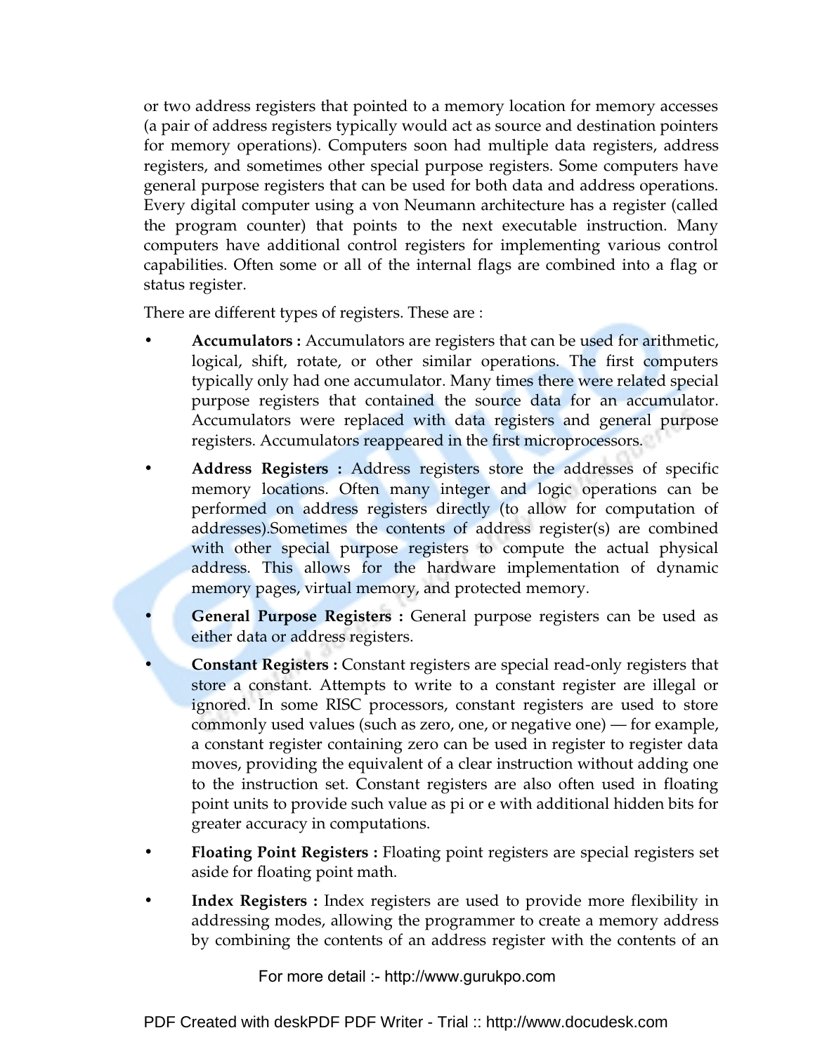or two address registers that pointed to a memory location for memory accesses (a pair of address registers typically would act as source and destination pointers for memory operations). Computers soon had multiple data registers, address registers, and sometimes other special purpose registers. Some computers have general purpose registers that can be used for both data and address operations. Every digital computer using a von Neumann architecture has a register (called the program counter) that points to the next executable instruction. Many computers have additional control registers for implementing various control capabilities. Often some or all of the internal flags are combined into a flag or status register.

There are different types of registers. These are :

- **Accumulators :** Accumulators are registers that can be used for arithmetic, logical, shift, rotate, or other similar operations. The first computers typically only had one accumulator. Many times there were related special purpose registers that contained the source data for an accumulator. Accumulators were replaced with data registers and general purpose registers. Accumulators reappeared in the first microprocessors.
- **Address Registers :** Address registers store the addresses of specific memory locations. Often many integer and logic operations can be performed on address registers directly (to allow for computation of addresses).Sometimes the contents of address register(s) are combined with other special purpose registers to compute the actual physical address. This allows for the hardware implementation of dynamic memory pages, virtual memory, and protected memory.
- **General Purpose Registers :** General purpose registers can be used as either data or address registers.
- **Constant Registers :** Constant registers are special read-only registers that store a constant. Attempts to write to a constant register are illegal or ignored. In some RISC processors, constant registers are used to store commonly used values (such as zero, one, or negative one) — for example, a constant register containing zero can be used in register to register data moves, providing the equivalent of a clear instruction without adding one to the instruction set. Constant registers are also often used in floating point units to provide such value as pi or e with additional hidden bits for greater accuracy in computations.
- **Floating Point Registers :** Floating point registers are special registers set aside for floating point math.
- **Index Registers :** Index registers are used to provide more flexibility in addressing modes, allowing the programmer to create a memory address by combining the contents of an address register with the contents of an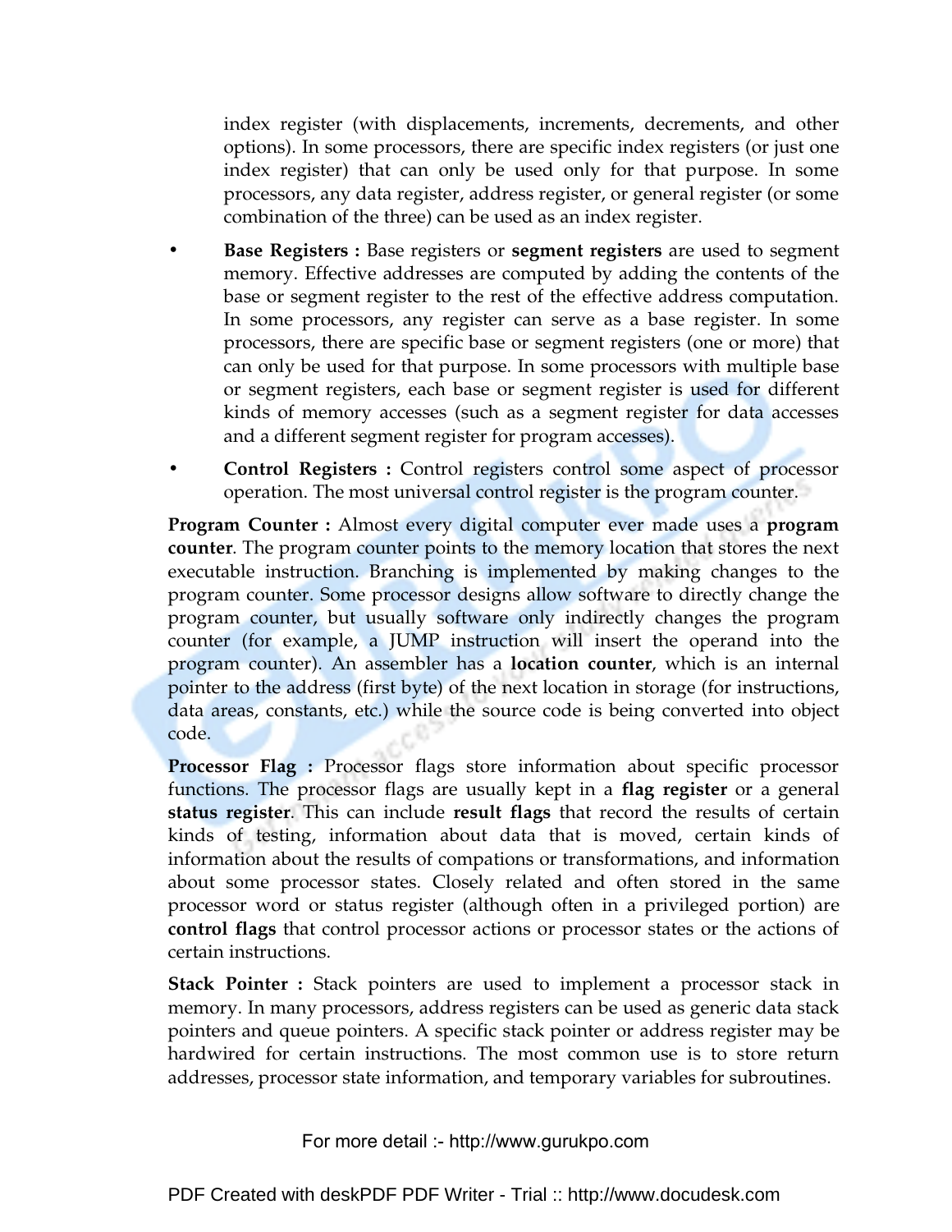index register (with displacements, increments, decrements, and other options). In some processors, there are specific index registers (or just one index register) that can only be used only for that purpose. In some processors, any data register, address register, or general register (or some combination of the three) can be used as an index register.

- **Base Registers :** Base registers or **segment registers** are used to segment memory. Effective addresses are computed by adding the contents of the base or segment register to the rest of the effective address computation. In some processors, any register can serve as a base register. In some processors, there are specific base or segment registers (one or more) that can only be used for that purpose. In some processors with multiple base or segment registers, each base or segment register is used for different kinds of memory accesses (such as a segment register for data accesses and a different segment register for program accesses).
- **Control Registers :** Control registers control some aspect of processor operation. The most universal control register is the program counter.

**Program Counter :** Almost every digital computer ever made uses a **program counter**. The program counter points to the memory location that stores the next executable instruction. Branching is implemented by making changes to the program counter. Some processor designs allow software to directly change the program counter, but usually software only indirectly changes the program counter (for example, a JUMP instruction will insert the operand into the program counter). An assembler has a **location counter**, which is an internal pointer to the address (first byte) of the next location in storage (for instructions, data areas, constants, etc.) while the source code is being converted into object code.

**Processor Flag :** Processor flags store information about specific processor functions. The processor flags are usually kept in a **flag register** or a general **status register**. This can include **result flags** that record the results of certain kinds of testing, information about data that is moved, certain kinds of information about the results of compations or transformations, and information about some processor states. Closely related and often stored in the same processor word or status register (although often in a privileged portion) are **control flags** that control processor actions or processor states or the actions of certain instructions.

**Stack Pointer :** Stack pointers are used to implement a processor stack in memory. In many processors, address registers can be used as generic data stack pointers and queue pointers. A specific stack pointer or address register may be hardwired for certain instructions. The most common use is to store return addresses, processor state information, and temporary variables for subroutines.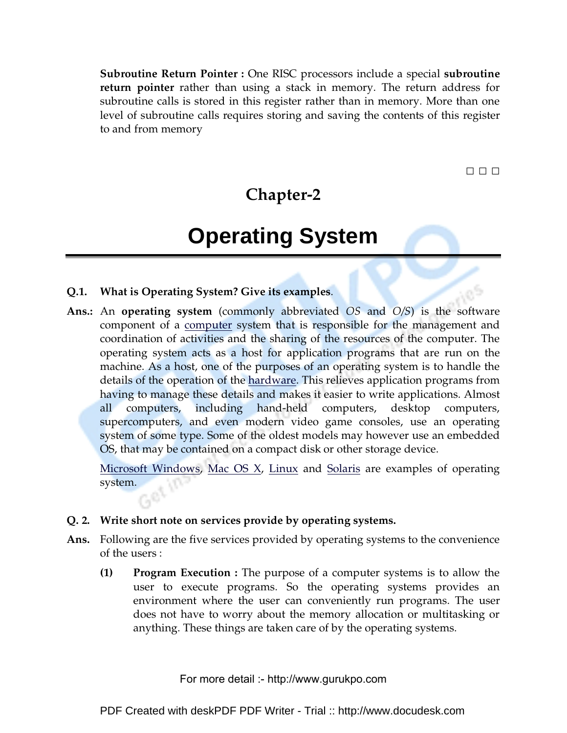**Subroutine Return Pointer :** One RISC processors include a special **subroutine return pointer** rather than using a stack in memory. The return address for subroutine calls is stored in this register rather than in memory. More than one level of subroutine calls requires storing and saving the contents of this register to and from memory

□ □ □

## Chapter-2

# Operating System

**Q.1. What is Operating System? Give its examples**.

**Ans.:** An **operating system** (commonly abbreviated *OS* and *O/S*) is the software component of a computer system that is responsible for the management and coordination of activities and the sharing of the resources of the computer. The operating system acts as a host for application programs that are run on the machine. As a host, one of the purposes of an operating system is to handle the details of the operation of the hardware. This relieves application programs from having to manage these details and makes it easier to write applications. Almost all computers, including hand-held computers, desktop computers, supercomputers, and even modern video game consoles, use an operating system of some type. Some of the oldest models may however use an embedded OS, that may be contained on a compact disk or other storage device.

Microsoft Windows, Mac OS X, Linux and Solaris are examples of operating system.

**Q. 2. Write short note on services provide by operating systems.**

**Ans.** Following are the five services provided by operating systems to the convenience of the users :

**(1) Program Execution :** The purpose of a computer systems is to allow the user to execute programs. So the operating systems provides an environment where the user can conveniently run programs. The user does not have to worry about the memory allocation or multitasking or anything. These things are taken care of by the operating systems.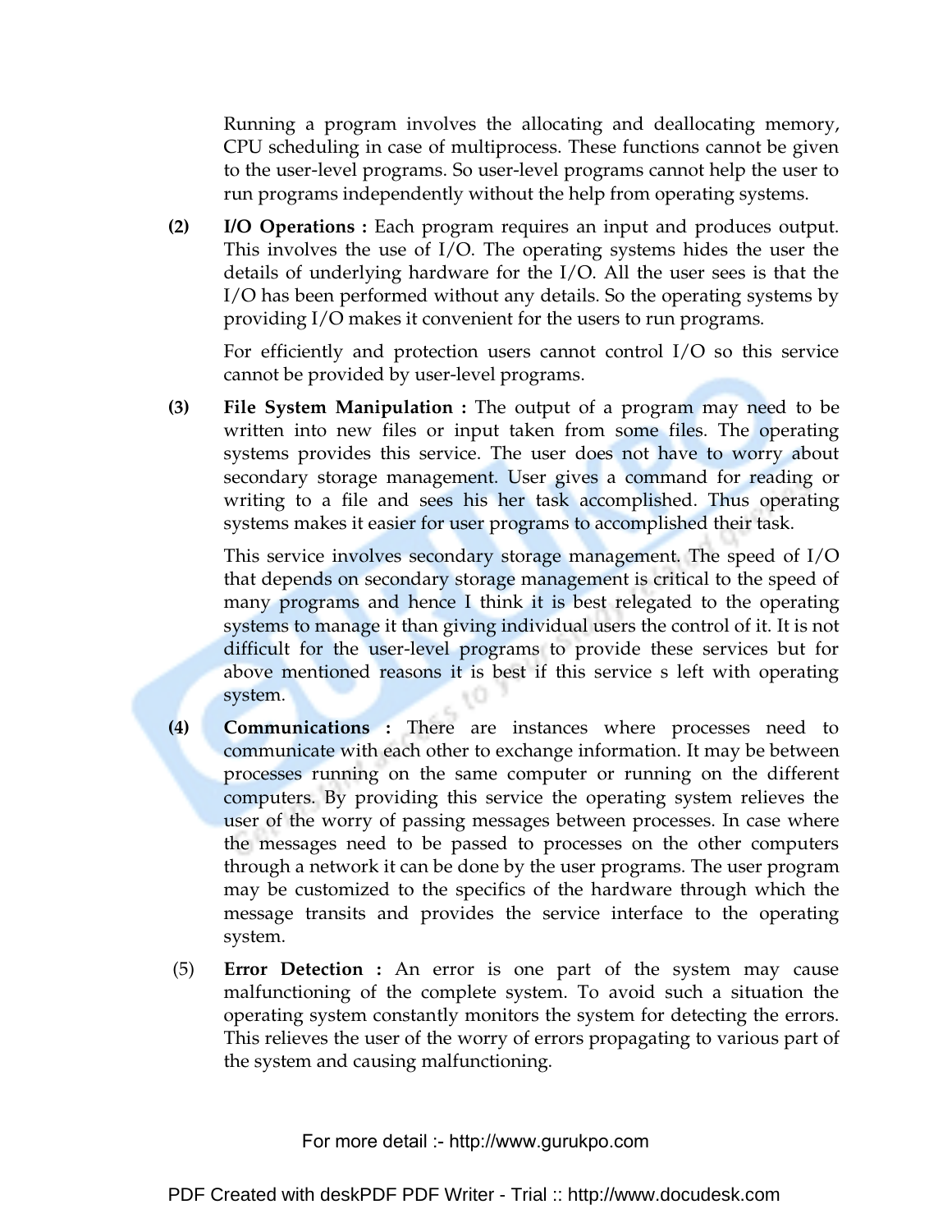Running a program involves the allocating and deallocating memory, CPU scheduling in case of multiprocess. These functions cannot be given to the user-level programs. So user-level programs cannot help the user to run programs independently without the help from operating systems.

**(2)** **I/O Operations :** Each program requires an input and produces output. This involves the use of I/O. The operating systems hides the user the details of underlying hardware for the I/O. All the user sees is that the I/O has been performed without any details. So the operating systems by providing I/O makes it convenient for the users to run programs.

For efficiently and protection users cannot control I/O so this service cannot be provided by user-level programs.

**(3)** **File System Manipulation :** The output of a program may need to be written into new files or input taken from some files. The operating systems provides this service. The user does not have to worry about secondary storage management. User gives a command for reading or writing to a file and sees his her task accomplished. Thus operating systems makes it easier for user programs to accomplished their task.

This service involves secondary storage management. The speed of I/O that depends on secondary storage management is critical to the speed of many programs and hence I think it is best relegated to the operating systems to manage it than giving individual users the control of it. It is not difficult for the user-level programs to provide these services but for above mentioned reasons it is best if this service s left with operating system.

**(4)** **Communications :** There are instances where processes need to communicate with each other to exchange information. It may be between processes running on the same computer or running on the different computers. By providing this service the operating system relieves the user of the worry of passing messages between processes. In case where the messages need to be passed to processes on the other computers through a network it can be done by the user programs. The user program may be customized to the specifics of the hardware through which the message transits and provides the service interface to the operating system.

(5) **Error Detection :** An error is one part of the system may cause malfunctioning of the complete system. To avoid such a situation the operating system constantly monitors the system for detecting the errors. This relieves the user of the worry of errors propagating to various part of the system and causing malfunctioning.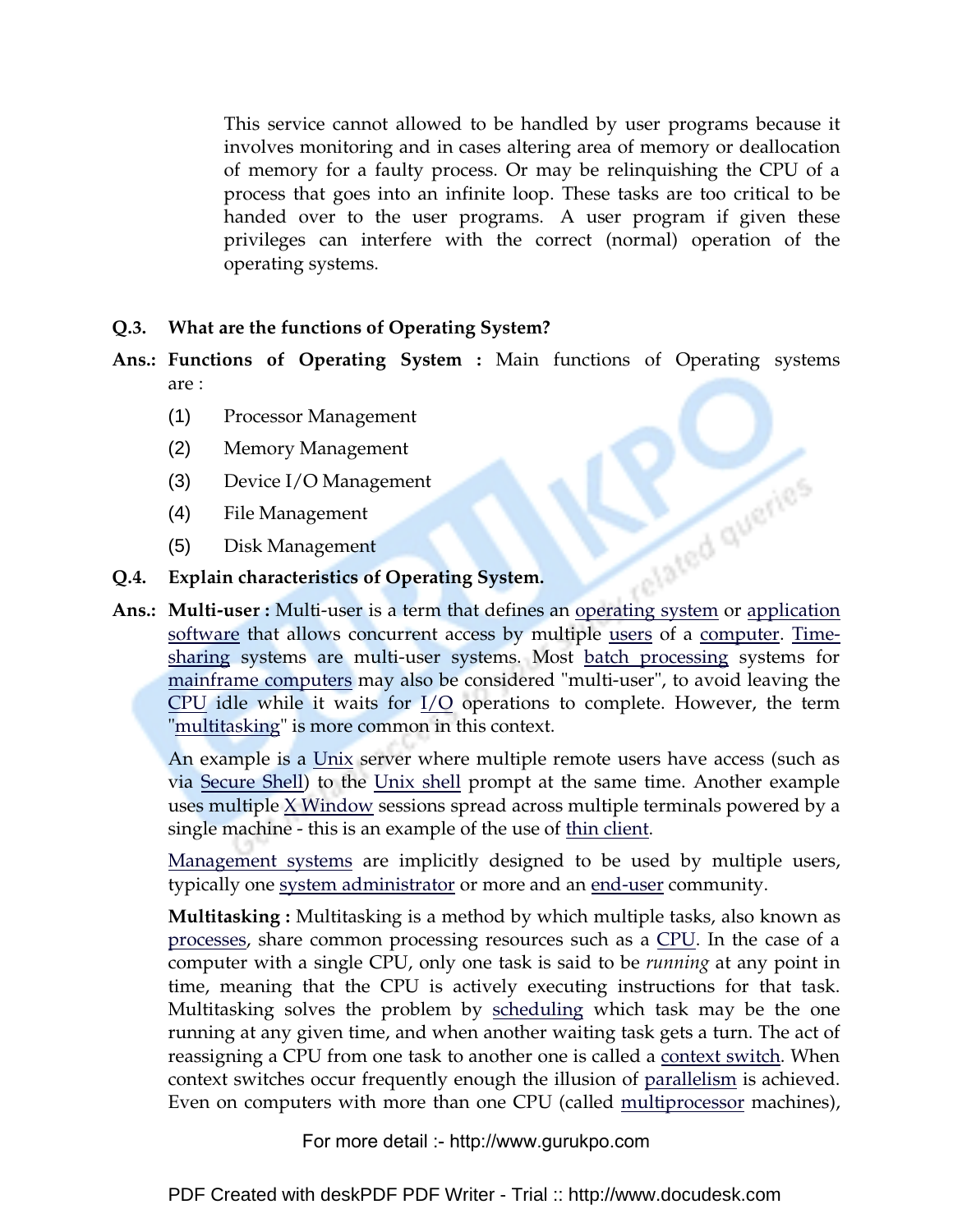This service cannot allowed to be handled by user programs because it involves monitoring and in cases altering area of memory or deallocation of memory for a faulty process. Or may be relinquishing the CPU of a process that goes into an infinite loop. These tasks are too critical to be handed over to the user programs. A user program if given these privileges can interfere with the correct (normal) operation of the operating systems.

**Q.3. What are the functions of Operating System?**

**Ans.: Functions of Operating System :** Main functions of Operating systems are :

(1) Processor Management

(2) Memory Management

(3) Device I/O Management

(4) File Management

(5) Disk Management

**Q.4. Explain characteristics of Operating System.**

**Ans.: Multi-user :** Multi-user is a term that defines an operating system or application software that allows concurrent access by multiple users of a computer. Time-sharing systems are multi-user systems. Most batch processing systems for mainframe computers may also be considered "multi-user", to avoid leaving the CPU idle while it waits for I/O operations to complete. However, the term "multitasking" is more common in this context.

An example is a Unix server where multiple remote users have access (such as via Secure Shell) to the Unix shell prompt at the same time. Another example uses multiple X Window sessions spread across multiple terminals powered by a single machine - this is an example of the use of thin client.

Management systems are implicitly designed to be used by multiple users, typically one system administrator or more and an end-user community.

**Multitasking :** Multitasking is a method by which multiple tasks, also known as processes, share common processing resources such as a CPU. In the case of a computer with a single CPU, only one task is said to be *running* at any point in time, meaning that the CPU is actively executing instructions for that task. Multitasking solves the problem by scheduling which task may be the one running at any given time, and when another waiting task gets a turn. The act of reassigning a CPU from one task to another one is called a context switch. When context switches occur frequently enough the illusion of parallelism is achieved. Even on computers with more than one CPU (called multiprocessor machines),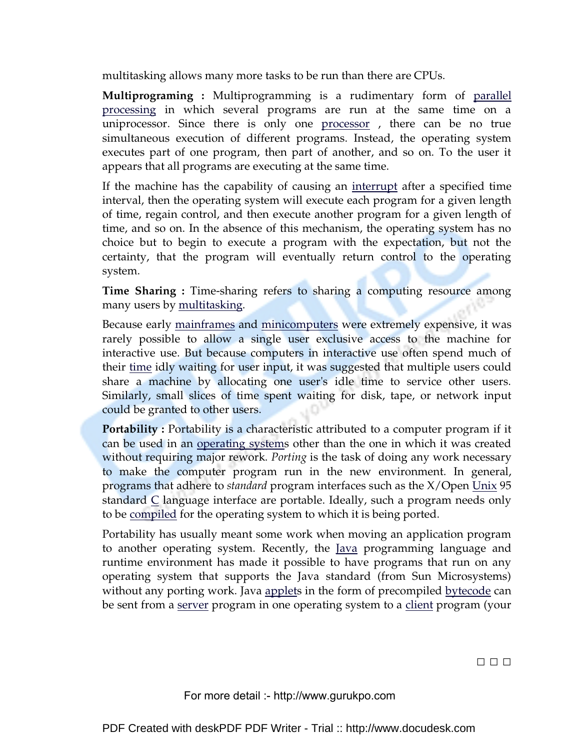multitasking allows many more tasks to be run than there are CPUs.

**Multiprograming :** Multiprogramming is a rudimentary form of parallel processing in which several programs are run at the same time on a uniprocessor. Since there is only one processor , there can be no true simultaneous execution of different programs. Instead, the operating system executes part of one program, then part of another, and so on. To the user it appears that all programs are executing at the same time.

If the machine has the capability of causing an interrupt after a specified time interval, then the operating system will execute each program for a given length of time, regain control, and then execute another program for a given length of time, and so on. In the absence of this mechanism, the operating system has no choice but to begin to execute a program with the expectation, but not the certainty, that the program will eventually return control to the operating system.

**Time Sharing :** Time-sharing refers to sharing a computing resource among many users by multitasking.

Because early mainframes and minicomputers were extremely expensive, it was rarely possible to allow a single user exclusive access to the machine for interactive use. But because computers in interactive use often spend much of their time idly waiting for user input, it was suggested that multiple users could share a machine by allocating one user's idle time to service other users. Similarly, small slices of time spent waiting for disk, tape, or network input could be granted to other users.

**Portability :** Portability is a characteristic attributed to a computer program if it can be used in an operating systems other than the one in which it was created without requiring major rework. *Porting* is the task of doing any work necessary to make the computer program run in the new environment. In general, programs that adhere to *standard* program interfaces such as the X/Open Unix 95 standard C language interface are portable. Ideally, such a program needs only to be compiled for the operating system to which it is being ported.

Portability has usually meant some work when moving an application program to another operating system. Recently, the Java programming language and runtime environment has made it possible to have programs that run on any operating system that supports the Java standard (from Sun Microsystems) without any porting work. Java applets in the form of precompiled bytecode can be sent from a server program in one operating system to a client program (your

□ □ □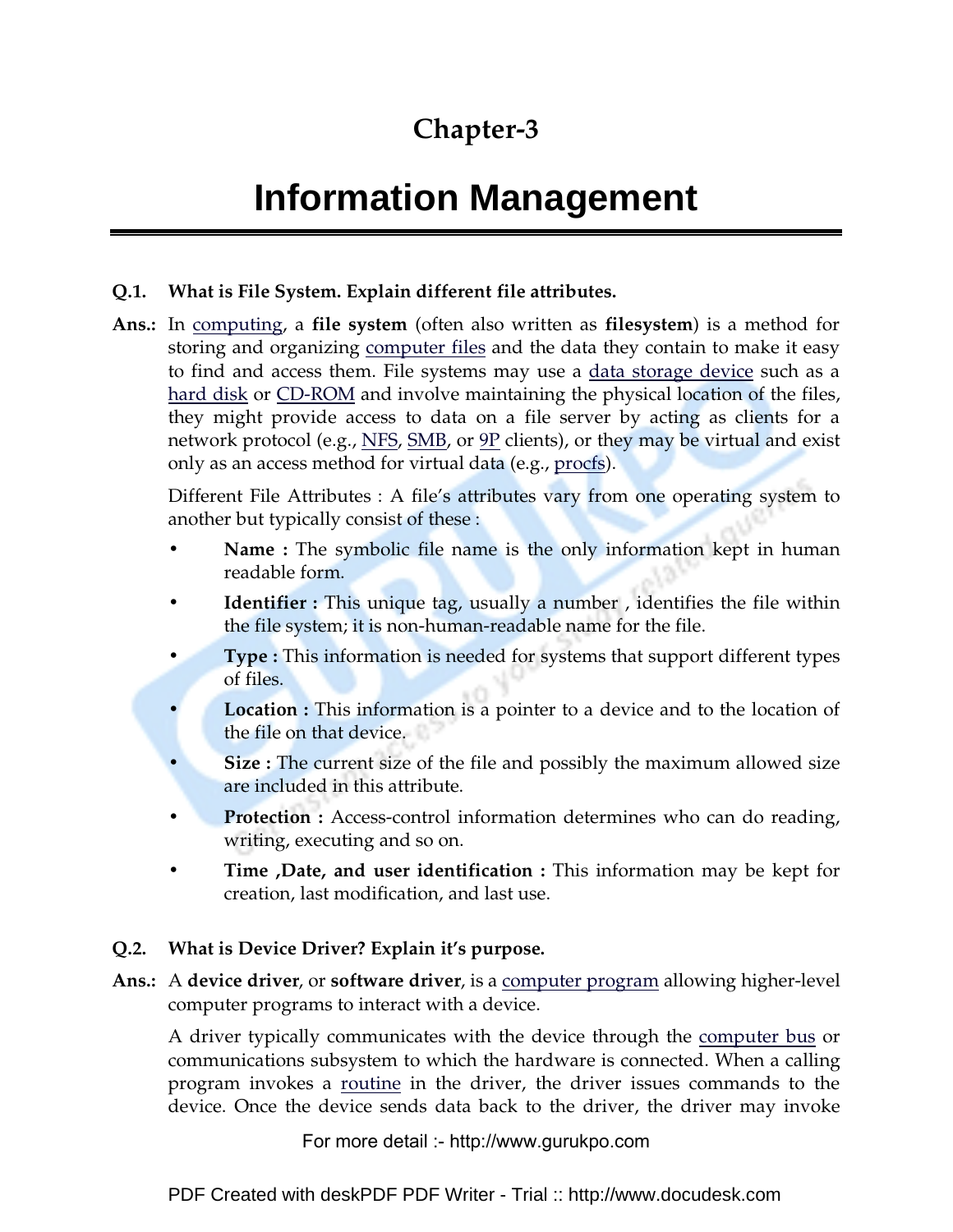# Chapter-3

# Information Management

**Q.1. What is File System. Explain different file attributes.**

**Ans.:** In computing, a **file system** (often also written as **filesystem**) is a method for storing and organizing computer files and the data they contain to make it easy to find and access them. File systems may use a data storage device such as a hard disk or CD-ROM and involve maintaining the physical location of the files, they might provide access to data on a file server by acting as clients for a network protocol (e.g., NFS, SMB, or 9P clients), or they may be virtual and exist only as an access method for virtual data (e.g., procfs).

Different File Attributes : A file's attributes vary from one operating system to another but typically consist of these :

- **Name :** The symbolic file name is the only information kept in human readable form.
- **Identifier :** This unique tag, usually a number , identifies the file within the file system; it is non-human-readable name for the file.
- **Type :** This information is needed for systems that support different types of files.
- **Location :** This information is a pointer to a device and to the location of the file on that device.
- **Size :** The current size of the file and possibly the maximum allowed size are included in this attribute.
- **Protection :** Access-control information determines who can do reading, writing, executing and so on.
- **Time ,Date, and user identification :** This information may be kept for creation, last modification, and last use.

**Q.2. What is Device Driver? Explain it's purpose.**

**Ans.:** A **device driver**, or **software driver**, is a computer program allowing higher-level computer programs to interact with a device.

A driver typically communicates with the device through the computer bus or communications subsystem to which the hardware is connected. When a calling program invokes a routine in the driver, the driver issues commands to the device. Once the device sends data back to the driver, the driver may invoke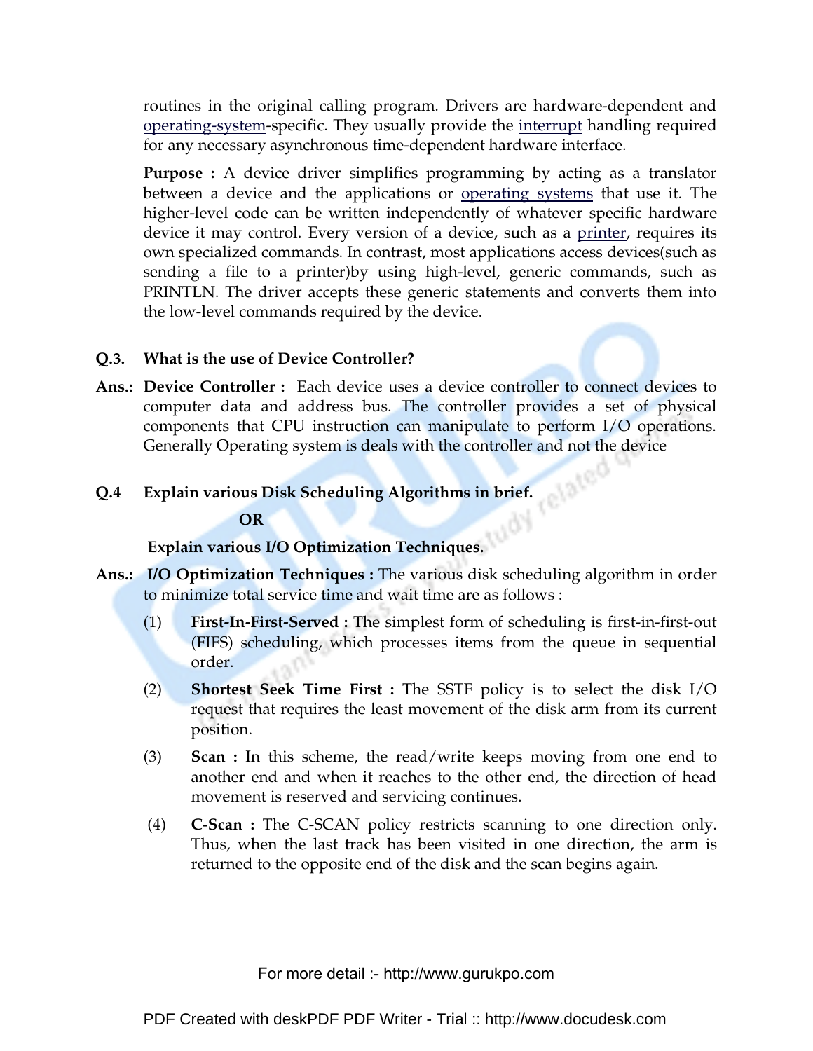routines in the original calling program. Drivers are hardware-dependent and operating-system-specific. They usually provide the interrupt handling required for any necessary asynchronous time-dependent hardware interface.

**Purpose :** A device driver simplifies programming by acting as a translator between a device and the applications or operating systems that use it. The higher-level code can be written independently of whatever specific hardware device it may control. Every version of a device, such as a printer, requires its own specialized commands. In contrast, most applications access devices(such as sending a file to a printer)by using high-level, generic commands, such as PRINTLN. The driver accepts these generic statements and converts them into the low-level commands required by the device.

**Q.3. What is the use of Device Controller?**

**Ans.:** **Device Controller :** Each device uses a device controller to connect devices to computer data and address bus. The controller provides a set of physical components that CPU instruction can manipulate to perform I/O operations. Generally Operating system is deals with the controller and not the device

**Q.4 Explain various Disk Scheduling Algorithms in brief.**

**OR**

**Explain various I/O Optimization Techniques.**

**Ans.:** **I/O Optimization Techniques :** The various disk scheduling algorithm in order to minimize total service time and wait time are as follows :

(1) **First-In-First-Served :** The simplest form of scheduling is first-in-first-out (FIFS) scheduling, which processes items from the queue in sequential order.

(2) **Shortest Seek Time First :** The SSTF policy is to select the disk I/O request that requires the least movement of the disk arm from its current position.

(3) **Scan :** In this scheme, the read/write keeps moving from one end to another end and when it reaches to the other end, the direction of head movement is reserved and servicing continues.

(4) **C-Scan :** The C-SCAN policy restricts scanning to one direction only. Thus, when the last track has been visited in one direction, the arm is returned to the opposite end of the disk and the scan begins again.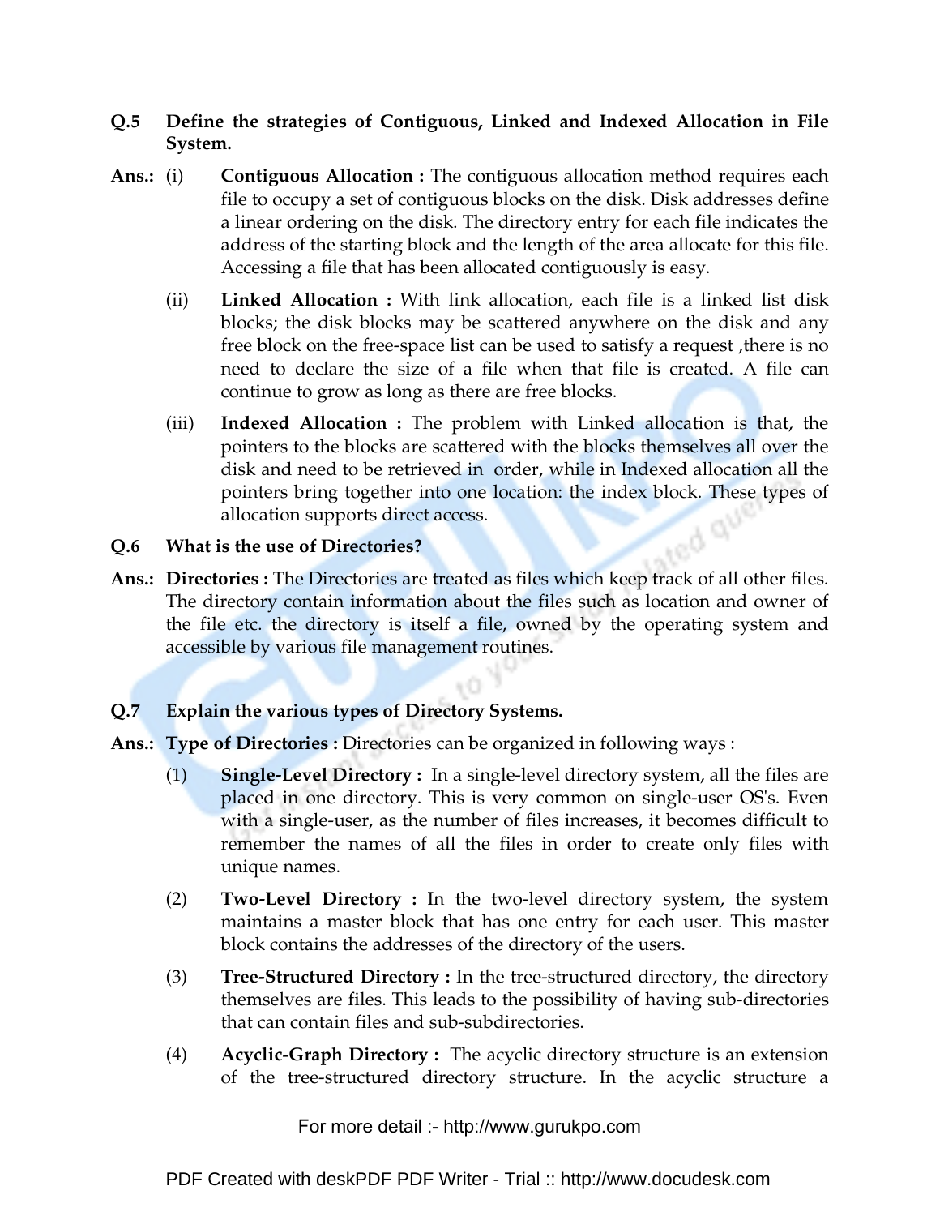**Q.5 Define the strategies of Contiguous, Linked and Indexed Allocation in File System.**

**Ans.:** (i) **Contiguous Allocation :** The contiguous allocation method requires each file to occupy a set of contiguous blocks on the disk. Disk addresses define a linear ordering on the disk. The directory entry for each file indicates the address of the starting block and the length of the area allocate for this file. Accessing a file that has been allocated contiguously is easy.

(ii) **Linked Allocation :** With link allocation, each file is a linked list disk blocks; the disk blocks may be scattered anywhere on the disk and any free block on the free-space list can be used to satisfy a request ,there is no need to declare the size of a file when that file is created. A file can continue to grow as long as there are free blocks.

(iii) **Indexed Allocation :** The problem with Linked allocation is that, the pointers to the blocks are scattered with the blocks themselves all over the disk and need to be retrieved in order, while in Indexed allocation all the pointers bring together into one location: the index block. These types of allocation supports direct access.

**Q.6 What is the use of Directories?**

**Ans.:** **Directories :** The Directories are treated as files which keep track of all other files. The directory contain information about the files such as location and owner of the file etc. the directory is itself a file, owned by the operating system and accessible by various file management routines.

**Q.7 Explain the various types of Directory Systems.**

**Ans.:** **Type of Directories :** Directories can be organized in following ways :

(1) **Single-Level Directory :** In a single-level directory system, all the files are placed in one directory. This is very common on single-user OS's. Even with a single-user, as the number of files increases, it becomes difficult to remember the names of all the files in order to create only files with unique names.

(2) **Two-Level Directory :** In the two-level directory system, the system maintains a master block that has one entry for each user. This master block contains the addresses of the directory of the users.

(3) **Tree-Structured Directory :** In the tree-structured directory, the directory themselves are files. This leads to the possibility of having sub-directories that can contain files and sub-subdirectories.

(4) **Acyclic-Graph Directory :** The acyclic directory structure is an extension of the tree-structured directory structure. In the acyclic structure a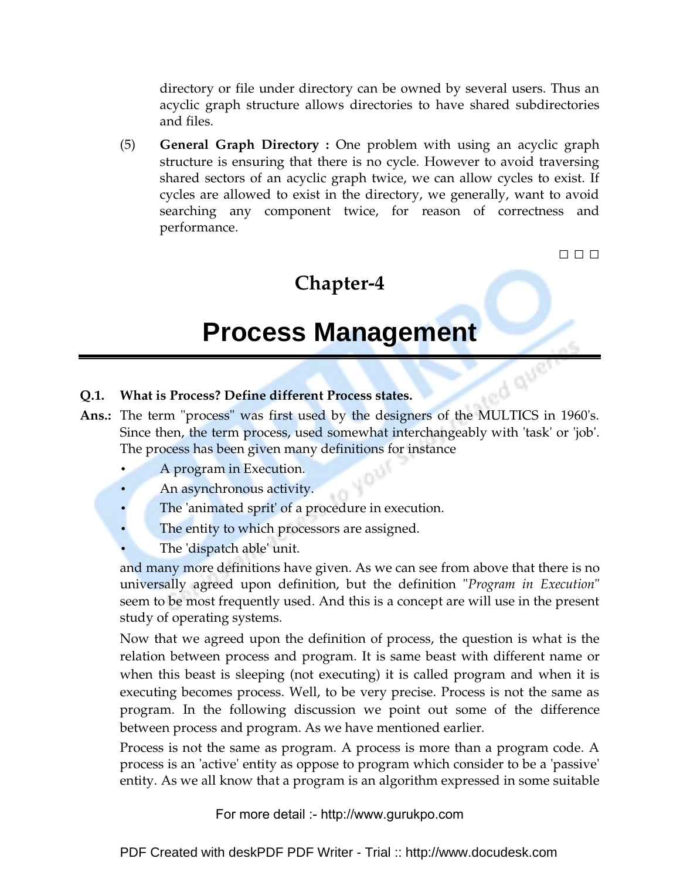directory or file under directory can be owned by several users. Thus an acyclic graph structure allows directories to have shared subdirectories and files.

(5) **General Graph Directory :** One problem with using an acyclic graph structure is ensuring that there is no cycle. However to avoid traversing shared sectors of an acyclic graph twice, we can allow cycles to exist. If cycles are allowed to exist in the directory, we generally, want to avoid searching any component twice, for reason of correctness and performance.

□ □ □

## Chapter-4

# Process Management

**Q.1. What is Process? Define different Process states.**

**Ans.:** The term "process" was first used by the designers of the MULTICS in 1960's. Since then, the term process, used somewhat interchangeably with 'task' or 'job'. The process has been given many definitions for instance

- A program in Execution.
- An asynchronous activity.
- The 'animated sprit' of a procedure in execution.
- The entity to which processors are assigned.
- The 'dispatch able' unit.

and many more definitions have given. As we can see from above that there is no universally agreed upon definition, but the definition "*Program in Execution*" seem to be most frequently used. And this is a concept are will use in the present study of operating systems.

Now that we agreed upon the definition of process, the question is what is the relation between process and program. It is same beast with different name or when this beast is sleeping (not executing) it is called program and when it is executing becomes process. Well, to be very precise. Process is not the same as program. In the following discussion we point out some of the difference between process and program. As we have mentioned earlier.

Process is not the same as program. A process is more than a program code. A process is an 'active' entity as oppose to program which consider to be a 'passive' entity. As we all know that a program is an algorithm expressed in some suitable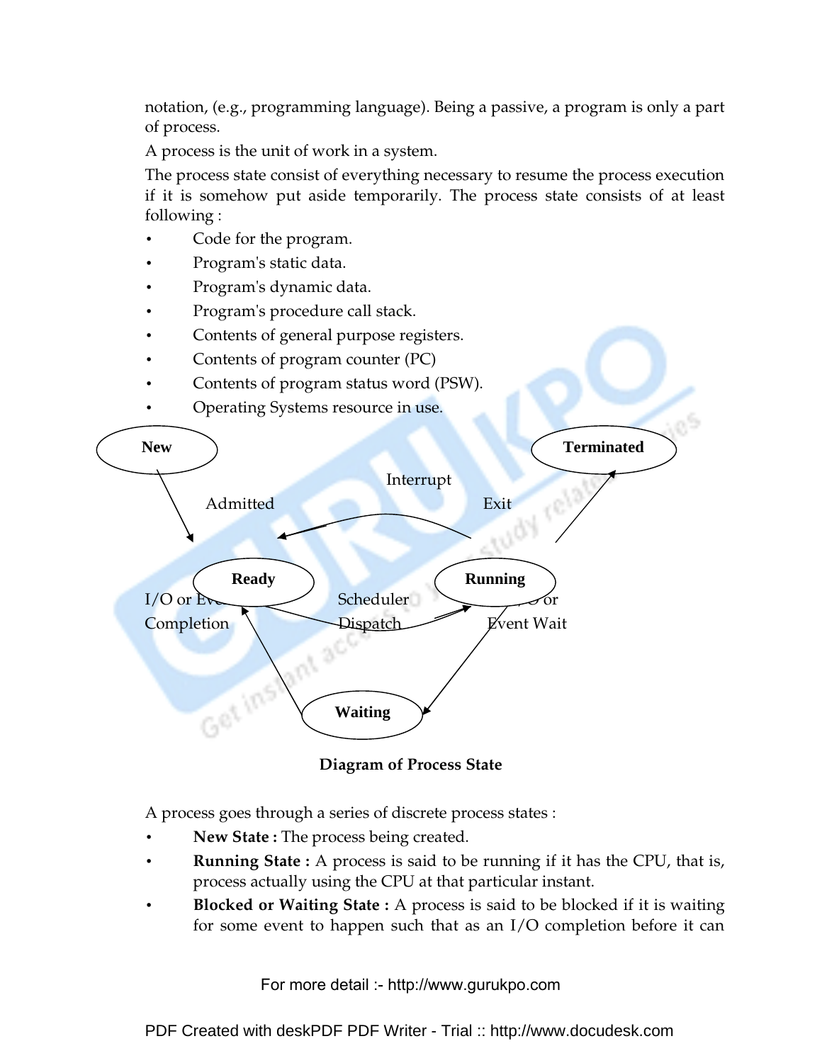notation, (e.g., programming language). Being a passive, a program is only a part of process.

A process is the unit of work in a system.

The process state consist of everything necessary to resume the process execution if it is somehow put aside temporarily. The process state consists of at least following :

- Code for the program.
- Program's static data.
- Program's dynamic data.
- Program's procedure call stack.
- Contents of general purpose registers.
- Contents of program counter (PC)
- Contents of program status word (PSW).
- Operating Systems resource in use.

**Diagram of Process State**

A process goes through a series of discrete process states :

- **New State :** The process being created.
- **Running State :** A process is said to be running if it has the CPU, that is, process actually using the CPU at that particular instant.
- **Blocked or Waiting State :** A process is said to be blocked if it is waiting for some event to happen such that as an I/O completion before it can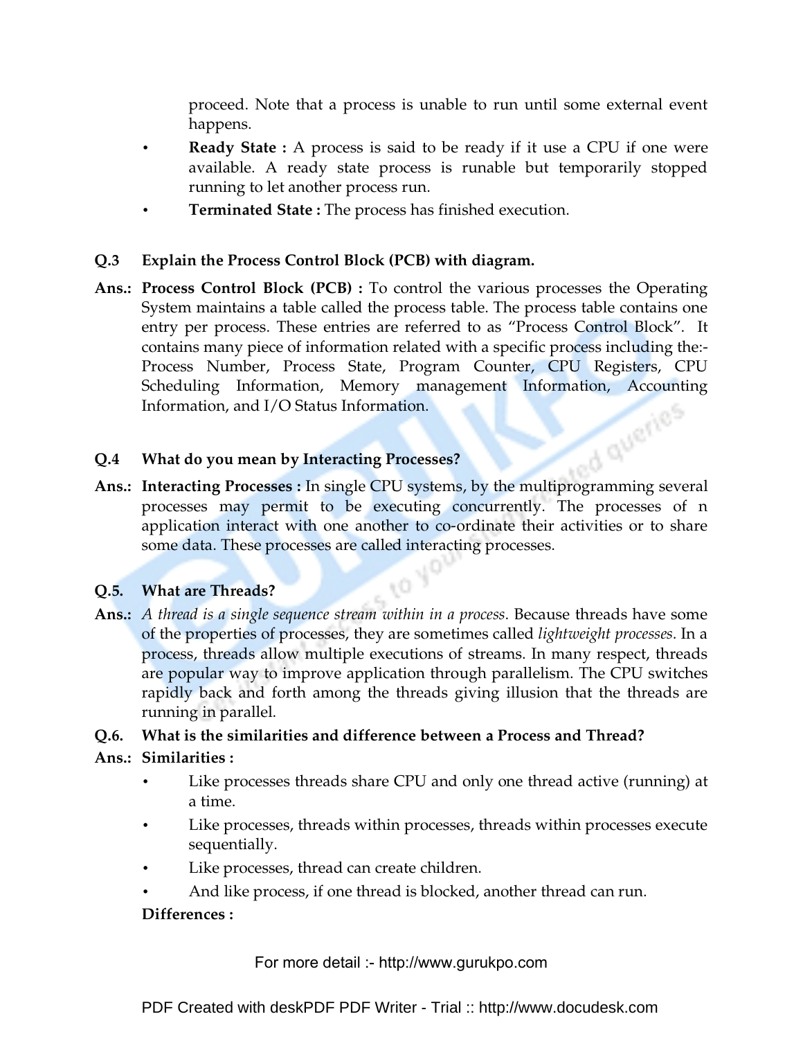proceed. Note that a process is unable to run until some external event happens.

- **Ready State :** A process is said to be ready if it use a CPU if one were available. A ready state process is runable but temporarily stopped running to let another process run.
- **Terminated State :** The process has finished execution.

**Q.3 Explain the Process Control Block (PCB) with diagram.**

**Ans.:** **Process Control Block (PCB) :** To control the various processes the Operating System maintains a table called the process table. The process table contains one entry per process. These entries are referred to as "Process Control Block". It contains many piece of information related with a specific process including the:- Process Number, Process State, Program Counter, CPU Registers, CPU Scheduling Information, Memory management Information, Accounting Information, and I/O Status Information.

**Q.4 What do you mean by Interacting Processes?**

**Ans.:** **Interacting Processes :** In single CPU systems, by the multiprogramming several processes may permit to be executing concurrently. The processes of n application interact with one another to co-ordinate their activities or to share some data. These processes are called interacting processes.

**Q.5. What are Threads?**

**Ans.:** *A thread is a single sequence stream within in a process*. Because threads have some of the properties of processes, they are sometimes called *lightweight processes*. In a process, threads allow multiple executions of streams. In many respect, threads are popular way to improve application through parallelism. The CPU switches rapidly back and forth among the threads giving illusion that the threads are running in parallel.

**Q.6. What is the similarities and difference between a Process and Thread?**

**Ans.:** **Similarities :**

- Like processes threads share CPU and only one thread active (running) at a time.
- Like processes, threads within processes, threads within processes execute sequentially.
- Like processes, thread can create children.
- And like process, if one thread is blocked, another thread can run.

**Differences :**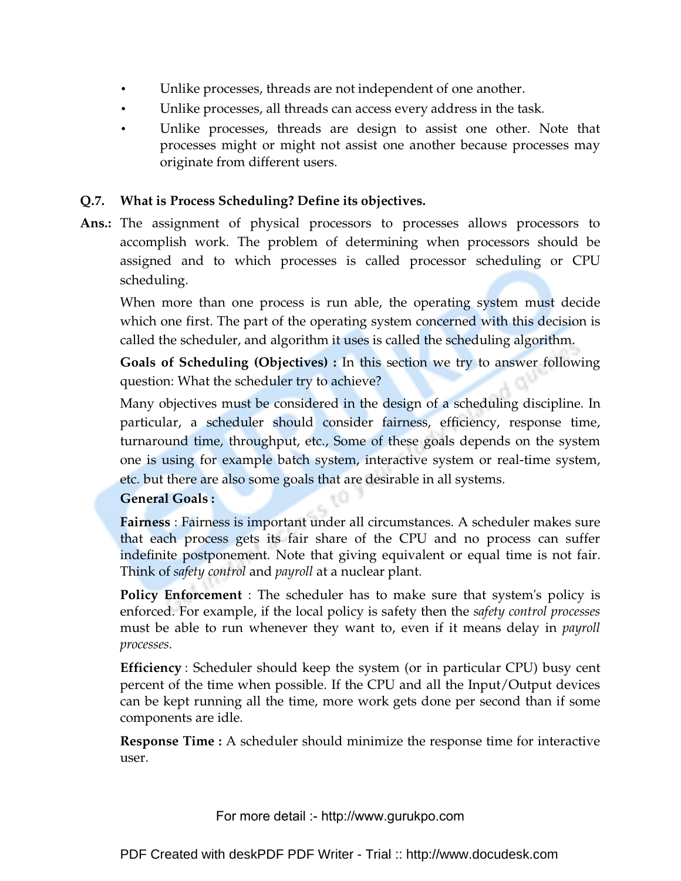- Unlike processes, threads are not independent of one another.
- Unlike processes, all threads can access every address in the task.
- Unlike processes, threads are design to assist one other. Note that processes might or might not assist one another because processes may originate from different users.

**Q.7. What is Process Scheduling? Define its objectives.**

**Ans.:** The assignment of physical processors to processes allows processors to accomplish work. The problem of determining when processors should be assigned and to which processes is called processor scheduling or CPU scheduling.

When more than one process is run able, the operating system must decide which one first. The part of the operating system concerned with this decision is called the scheduler, and algorithm it uses is called the scheduling algorithm.

**Goals of Scheduling (Objectives) :** In this section we try to answer following question: What the scheduler try to achieve?

Many objectives must be considered in the design of a scheduling discipline. In particular, a scheduler should consider fairness, efficiency, response time, turnaround time, throughput, etc., Some of these goals depends on the system one is using for example batch system, interactive system or real-time system, etc. but there are also some goals that are desirable in all systems.

**General Goals :**

**Fairness** : Fairness is important under all circumstances. A scheduler makes sure that each process gets its fair share of the CPU and no process can suffer indefinite postponement. Note that giving equivalent or equal time is not fair. Think of *safety control* and *payroll* at a nuclear plant.

**Policy Enforcement** : The scheduler has to make sure that system's policy is enforced. For example, if the local policy is safety then the *safety control processes* must be able to run whenever they want to, even if it means delay in *payroll processes*.

**Efficiency** : Scheduler should keep the system (or in particular CPU) busy cent percent of the time when possible. If the CPU and all the Input/Output devices can be kept running all the time, more work gets done per second than if some components are idle.

**Response Time :** A scheduler should minimize the response time for interactive user.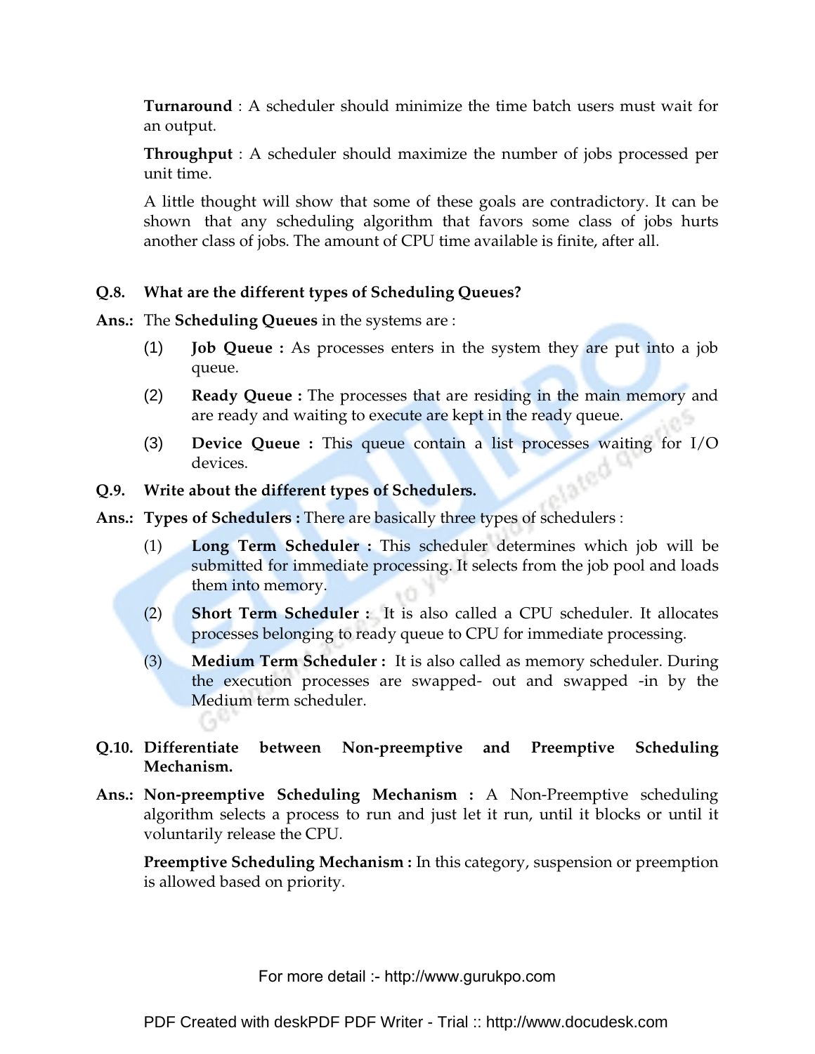**Turnaround** : A scheduler should minimize the time batch users must wait for an output.

**Throughput** : A scheduler should maximize the number of jobs processed per unit time.

A little thought will show that some of these goals are contradictory. It can be shown that any scheduling algorithm that favors some class of jobs hurts another class of jobs. The amount of CPU time available is finite, after all.

**Q.8. What are the different types of Scheduling Queues?**

**Ans.:** The **Scheduling Queues** in the systems are :

(1) **Job Queue :** As processes enters in the system they are put into a job queue.

(2) **Ready Queue :** The processes that are residing in the main memory and are ready and waiting to execute are kept in the ready queue.

(3) **Device Queue :** This queue contain a list processes waiting for I/O devices.

**Q.9. Write about the different types of Schedulers.**

**Ans.:** **Types of Schedulers :** There are basically three types of schedulers :

(1) **Long Term Scheduler :** This scheduler determines which job will be submitted for immediate processing. It selects from the job pool and loads them into memory.

(2) **Short Term Scheduler :** It is also called a CPU scheduler. It allocates processes belonging to ready queue to CPU for immediate processing.

(3) **Medium Term Scheduler :** It is also called as memory scheduler. During the execution processes are swapped- out and swapped -in by the Medium term scheduler.

**Q.10. Differentiate between Non-preemptive and Preemptive Scheduling Mechanism.**

**Ans.:** **Non-preemptive Scheduling Mechanism :** A Non-Preemptive scheduling algorithm selects a process to run and just let it run, until it blocks or until it voluntarily release the CPU.

**Preemptive Scheduling Mechanism :** In this category, suspension or preemption is allowed based on priority.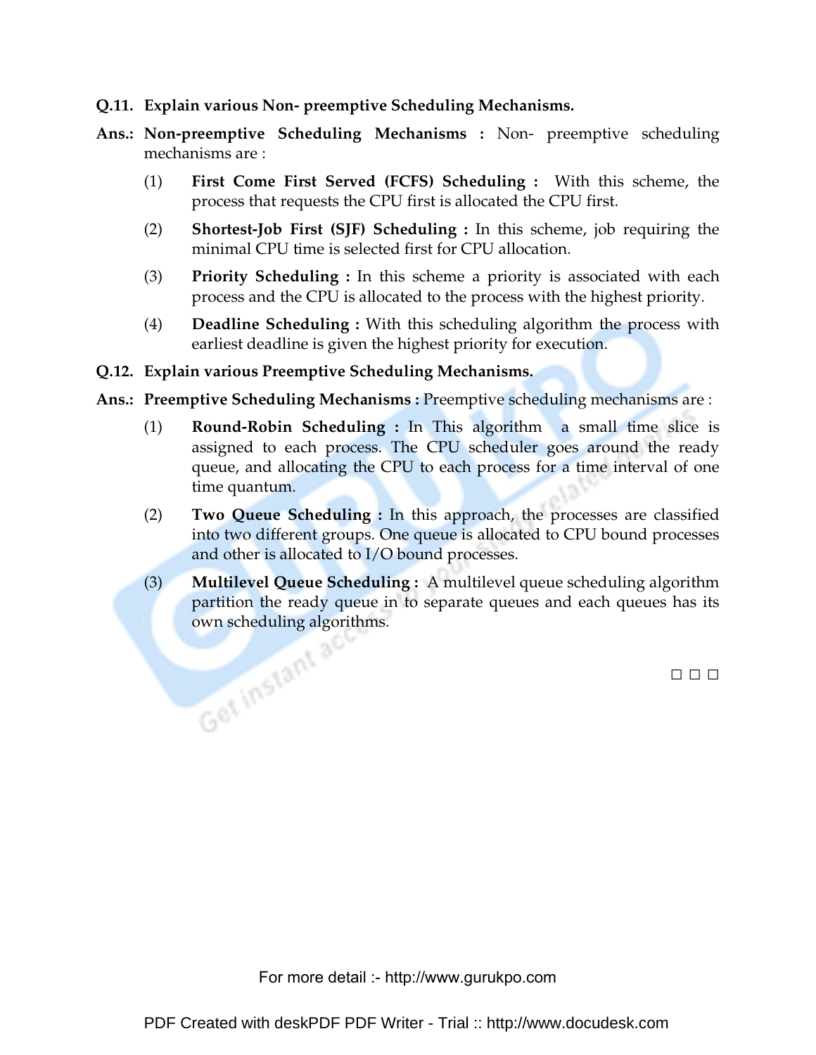**Q.11. Explain various Non- preemptive Scheduling Mechanisms.**

**Ans.: Non-preemptive Scheduling Mechanisms :** Non- preemptive scheduling mechanisms are :

(1) **First Come First Served (FCFS) Scheduling :** With this scheme, the process that requests the CPU first is allocated the CPU first.

(2) **Shortest-Job First (SJF) Scheduling :** In this scheme, job requiring the minimal CPU time is selected first for CPU allocation.

(3) **Priority Scheduling :** In this scheme a priority is associated with each process and the CPU is allocated to the process with the highest priority.

(4) **Deadline Scheduling :** With this scheduling algorithm the process with earliest deadline is given the highest priority for execution.

**Q.12. Explain various Preemptive Scheduling Mechanisms.**

**Ans.: Preemptive Scheduling Mechanisms :** Preemptive scheduling mechanisms are :

(1) **Round-Robin Scheduling :** In This algorithm a small time slice is assigned to each process. The CPU scheduler goes around the ready queue, and allocating the CPU to each process for a time interval of one time quantum.

(2) **Two Queue Scheduling :** In this approach, the processes are classified into two different groups. One queue is allocated to CPU bound processes and other is allocated to I/O bound processes.

(3) **Multilevel Queue Scheduling :** A multilevel queue scheduling algorithm partition the ready queue in to separate queues and each queues has its own scheduling algorithms.

□ □ □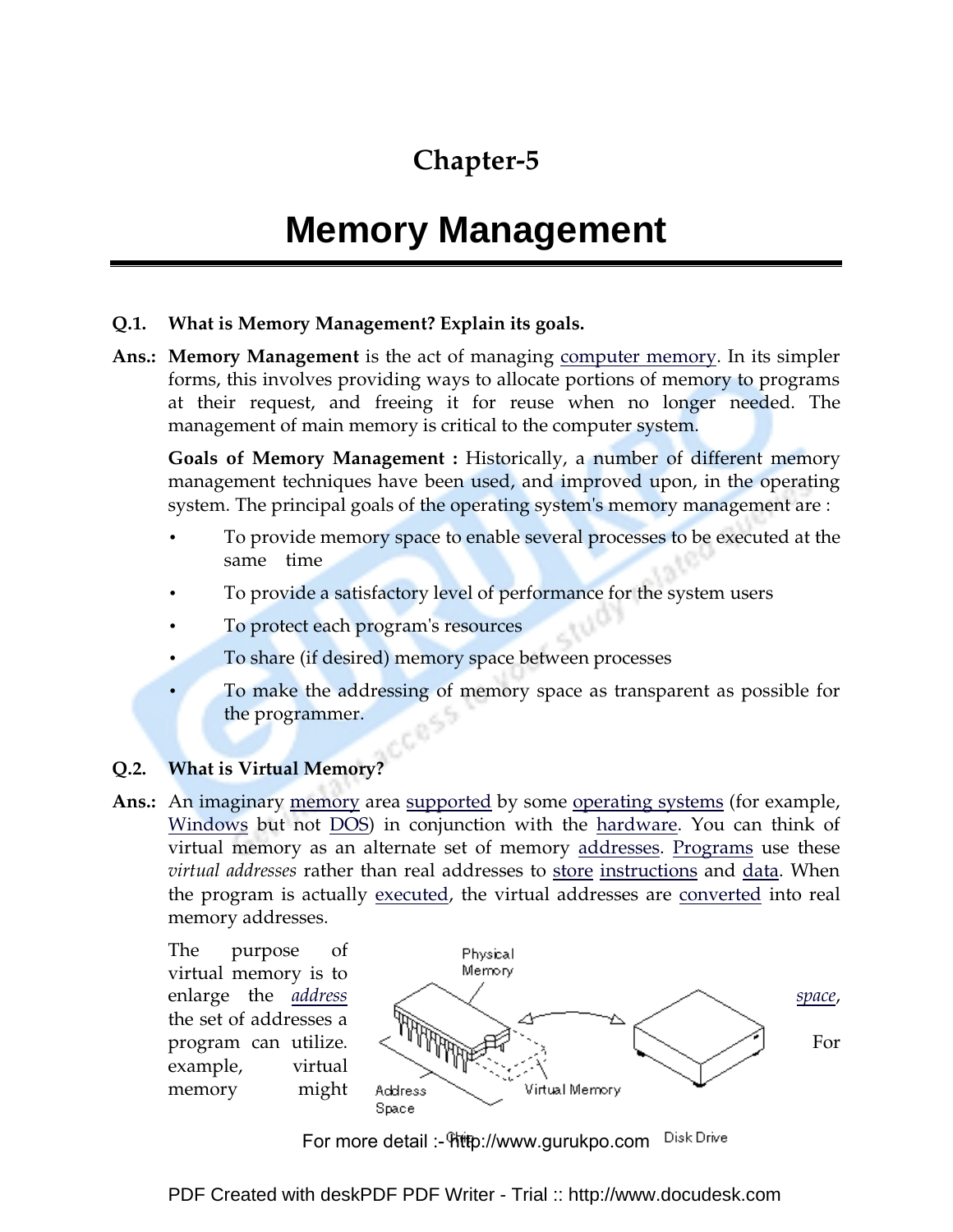# Chapter-5

# Memory Management

**Q.1. What is Memory Management? Explain its goals.**

**Ans.:** **Memory Management** is the act of managing computer memory. In its simpler forms, this involves providing ways to allocate portions of memory to programs at their request, and freeing it for reuse when no longer needed. The management of main memory is critical to the computer system.

**Goals of Memory Management :** Historically, a number of different memory management techniques have been used, and improved upon, in the operating system. The principal goals of the operating system's memory management are :

- To provide memory space to enable several processes to be executed at the same time
- To provide a satisfactory level of performance for the system users
- To protect each program's resources
- To share (if desired) memory space between processes
- To make the addressing of memory space as transparent as possible for the programmer.

**Q.2. What is Virtual Memory?**

**Ans.:** An imaginary memory area supported by some operating systems (for example, Windows but not DOS) in conjunction with the hardware. You can think of virtual memory as an alternate set of memory addresses. Programs use these *virtual addresses* rather than real addresses to store instructions and data. When the program is actually executed, the virtual addresses are converted into real memory addresses.

The purpose of virtual memory is to enlarge the *address space*, the set of addresses a program can utilize. For example, virtual memory might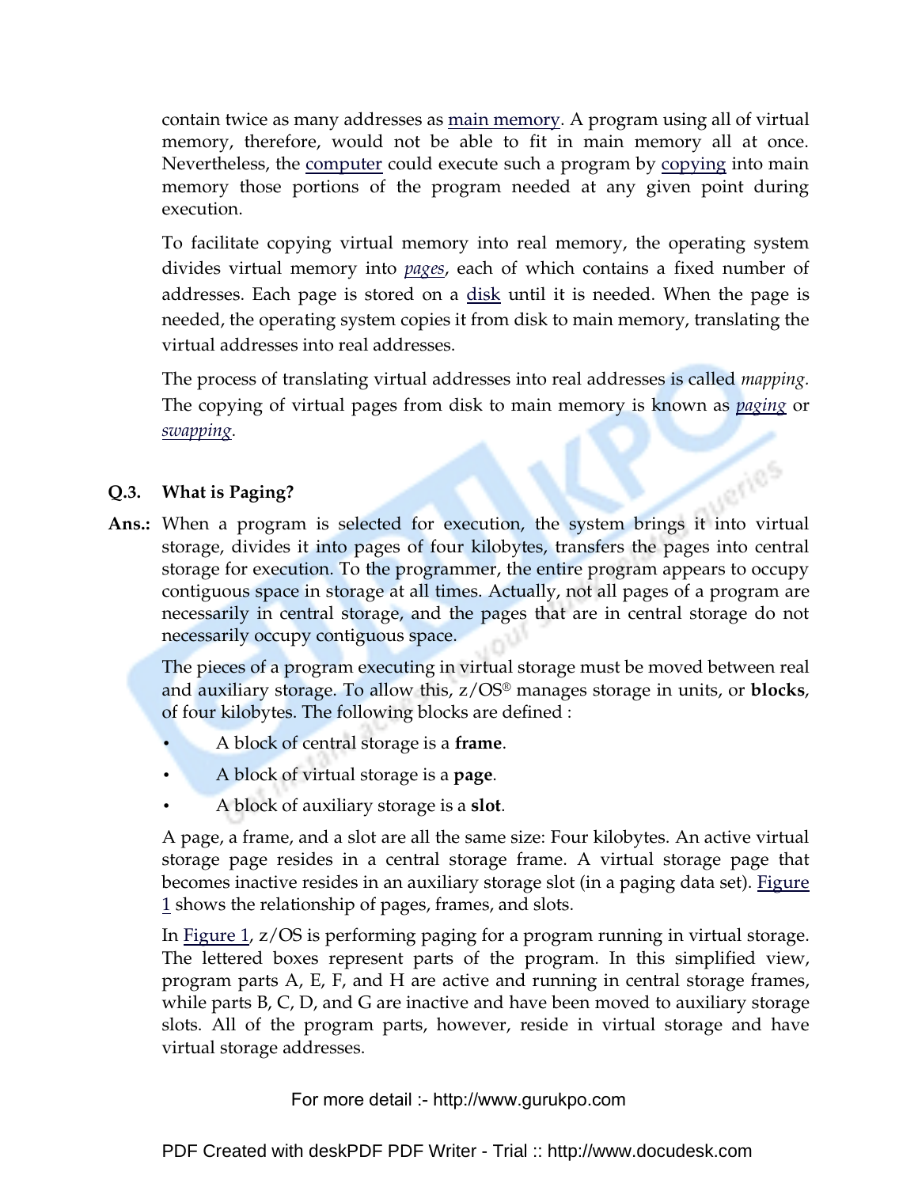contain twice as many addresses as main memory. A program using all of virtual memory, therefore, would not be able to fit in main memory all at once. Nevertheless, the computer could execute such a program by copying into main memory those portions of the program needed at any given point during execution.

To facilitate copying virtual memory into real memory, the operating system divides virtual memory into *pages*, each of which contains a fixed number of addresses. Each page is stored on a disk until it is needed. When the page is needed, the operating system copies it from disk to main memory, translating the virtual addresses into real addresses.

The process of translating virtual addresses into real addresses is called *mapping*. The copying of virtual pages from disk to main memory is known as *paging* or *swapping*.

**Q.3. What is Paging?**

**Ans.:** When a program is selected for execution, the system brings it into virtual storage, divides it into pages of four kilobytes, transfers the pages into central storage for execution. To the programmer, the entire program appears to occupy contiguous space in storage at all times. Actually, not all pages of a program are necessarily in central storage, and the pages that are in central storage do not necessarily occupy contiguous space.

The pieces of a program executing in virtual storage must be moved between real and auxiliary storage. To allow this, z/OS® manages storage in units, or **blocks**, of four kilobytes. The following blocks are defined :

- A block of central storage is a **frame**.
- A block of virtual storage is a **page**.
- A block of auxiliary storage is a **slot**.

A page, a frame, and a slot are all the same size: Four kilobytes. An active virtual storage page resides in a central storage frame. A virtual storage page that becomes inactive resides in an auxiliary storage slot (in a paging data set). Figure 1 shows the relationship of pages, frames, and slots.

In Figure 1, z/OS is performing paging for a program running in virtual storage. The lettered boxes represent parts of the program. In this simplified view, program parts A, E, F, and H are active and running in central storage frames, while parts B, C, D, and G are inactive and have been moved to auxiliary storage slots. All of the program parts, however, reside in virtual storage and have virtual storage addresses.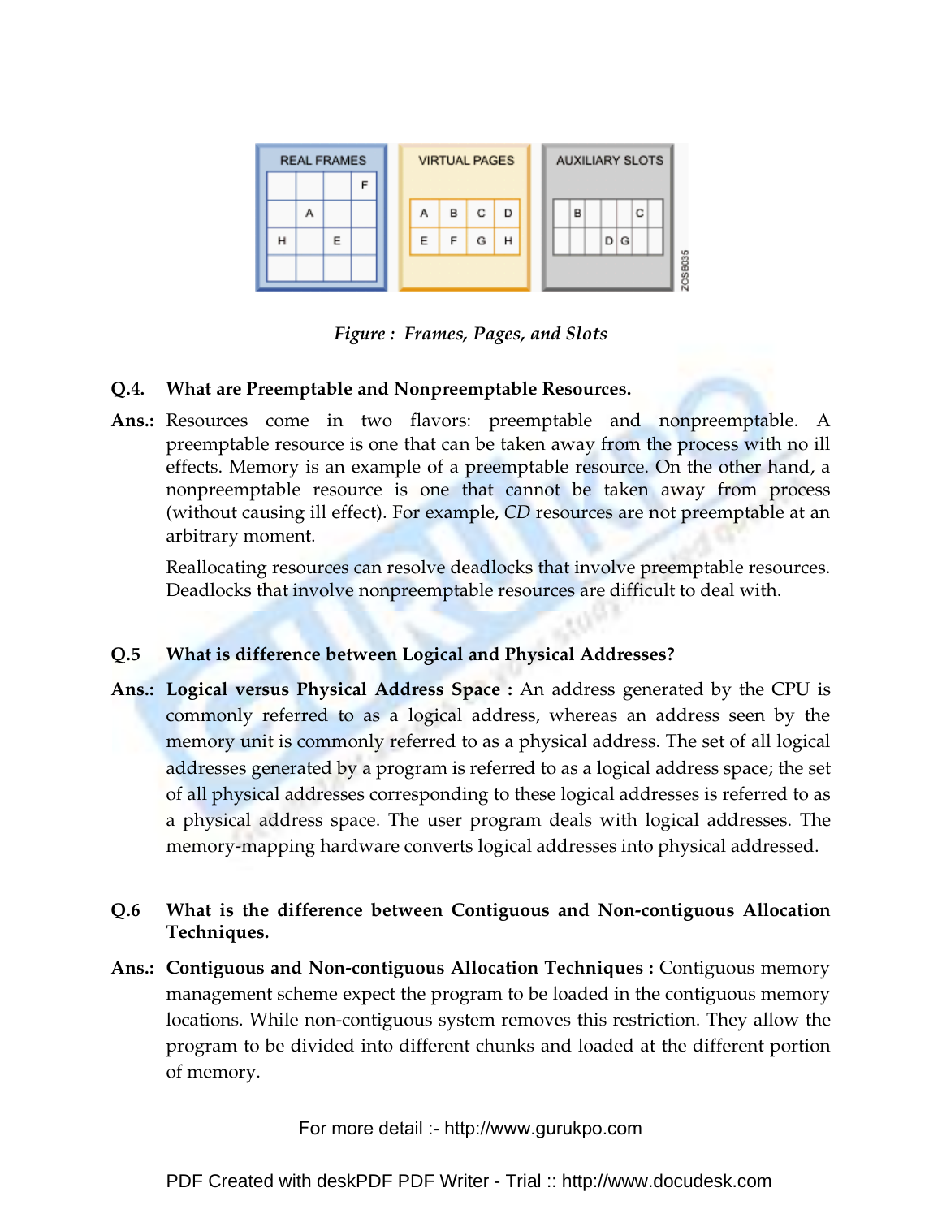*Figure : Frames, Pages, and Slots*

**Q.4. What are Preemptable and Nonpreemptable Resources.**

**Ans.:** Resources come in two flavors: preemptable and nonpreemptable. A preemptable resource is one that can be taken away from the process with no ill effects. Memory is an example of a preemptable resource. On the other hand, a nonpreemptable resource is one that cannot be taken away from process (without causing ill effect). For example, *CD* resources are not preemptable at an arbitrary moment.

Reallocating resources can resolve deadlocks that involve preemptable resources. Deadlocks that involve nonpreemptable resources are difficult to deal with.

**Q.5 What is difference between Logical and Physical Addresses?**

**Ans.:** **Logical versus Physical Address Space :** An address generated by the CPU is commonly referred to as a logical address, whereas an address seen by the memory unit is commonly referred to as a physical address. The set of all logical addresses generated by a program is referred to as a logical address space; the set of all physical addresses corresponding to these logical addresses is referred to as a physical address space. The user program deals with logical addresses. The memory-mapping hardware converts logical addresses into physical addressed.

**Q.6 What is the difference between Contiguous and Non-contiguous Allocation Techniques.**

**Ans.:** **Contiguous and Non-contiguous Allocation Techniques :** Contiguous memory management scheme expect the program to be loaded in the contiguous memory locations. While non-contiguous system removes this restriction. They allow the program to be divided into different chunks and loaded at the different portion of memory.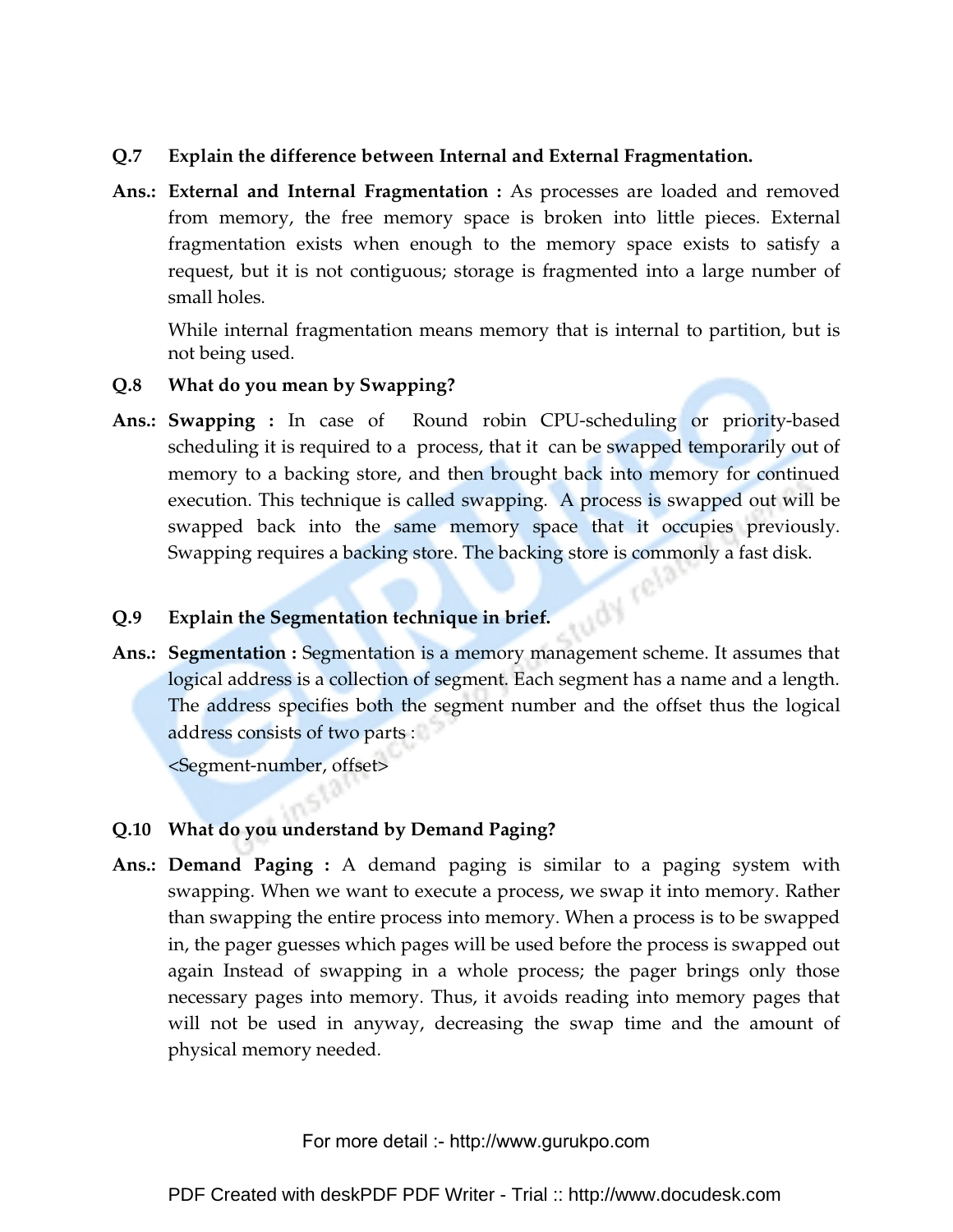**Q.7 Explain the difference between Internal and External Fragmentation.**

**Ans.: External and Internal Fragmentation :** As processes are loaded and removed from memory, the free memory space is broken into little pieces. External fragmentation exists when enough to the memory space exists to satisfy a request, but it is not contiguous; storage is fragmented into a large number of small holes.

While internal fragmentation means memory that is internal to partition, but is not being used.

**Q.8 What do you mean by Swapping?**

**Ans.: Swapping :** In case of Round robin CPU-scheduling or priority-based scheduling it is required to a process, that it can be swapped temporarily out of memory to a backing store, and then brought back into memory for continued execution. This technique is called swapping. A process is swapped out will be swapped back into the same memory space that it occupies previously. Swapping requires a backing store. The backing store is commonly a fast disk.

**Q.9 Explain the Segmentation technique in brief.**

**Ans.: Segmentation :** Segmentation is a memory management scheme. It assumes that logical address is a collection of segment. Each segment has a name and a length. The address specifies both the segment number and the offset thus the logical address consists of two parts :

<Segment-number, offset>

**Q.10 What do you understand by Demand Paging?**

**Ans.: Demand Paging :** A demand paging is similar to a paging system with swapping. When we want to execute a process, we swap it into memory. Rather than swapping the entire process into memory. When a process is to be swapped in, the pager guesses which pages will be used before the process is swapped out again Instead of swapping in a whole process; the pager brings only those necessary pages into memory. Thus, it avoids reading into memory pages that will not be used in anyway, decreasing the swap time and the amount of physical memory needed.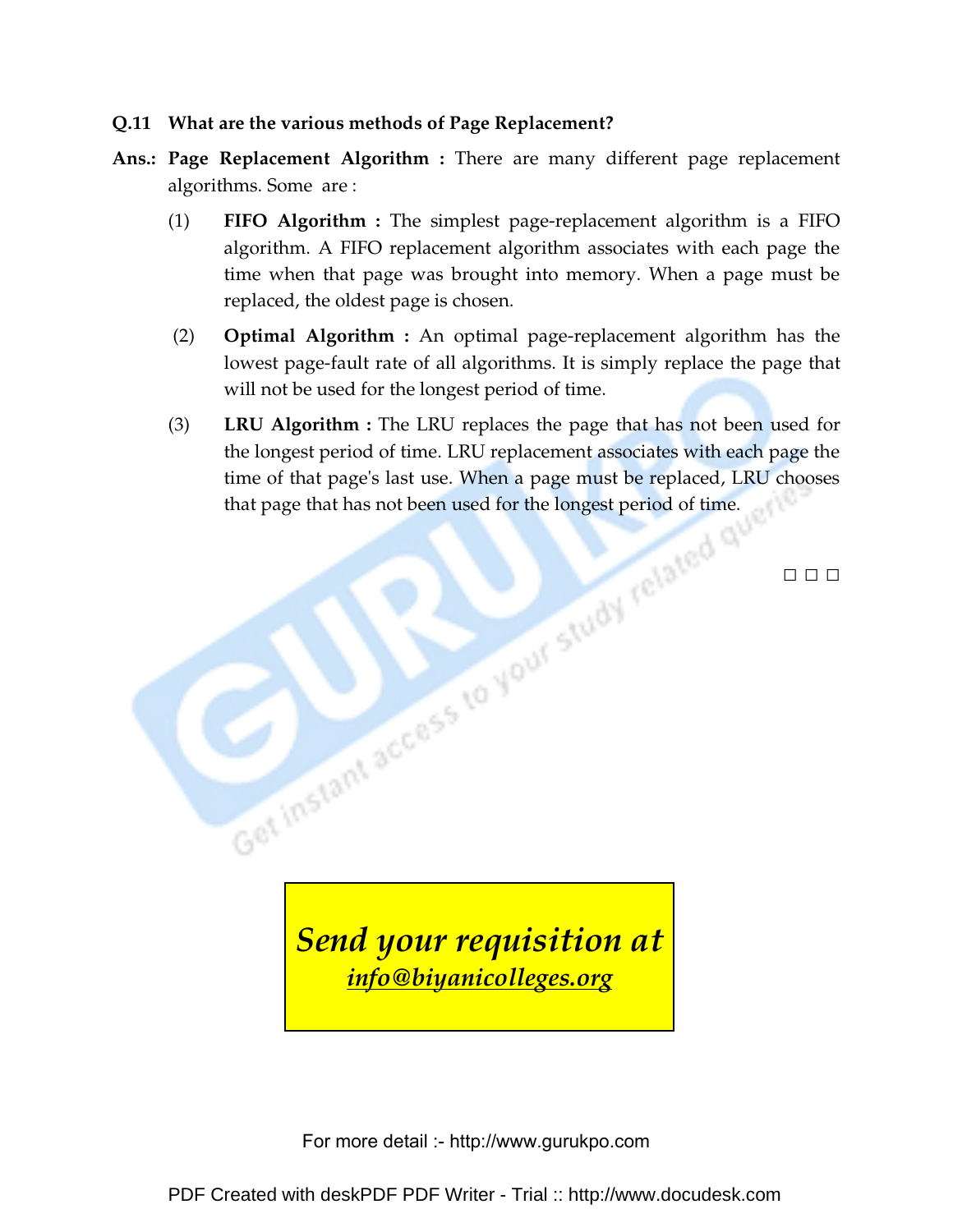**Q.11 What are the various methods of Page Replacement?**

**Ans.: Page Replacement Algorithm :** There are many different page replacement algorithms. Some are :

(1) **FIFO Algorithm :** The simplest page-replacement algorithm is a FIFO algorithm. A FIFO replacement algorithm associates with each page the time when that page was brought into memory. When a page must be replaced, the oldest page is chosen.

(2) **Optimal Algorithm :** An optimal page-replacement algorithm has the lowest page-fault rate of all algorithms. It is simply replace the page that will not be used for the longest period of time.

(3) **LRU Algorithm :** The LRU replaces the page that has not been used for the longest period of time. LRU replacement associates with each page the time of that page's last use. When a page must be replaced, LRU chooses that page that has not been used for the longest period of time.

□ □ □

*Send your requisition at*
*info@biyanicolleges.org*

For more detail :- http://www.gurukpo.com